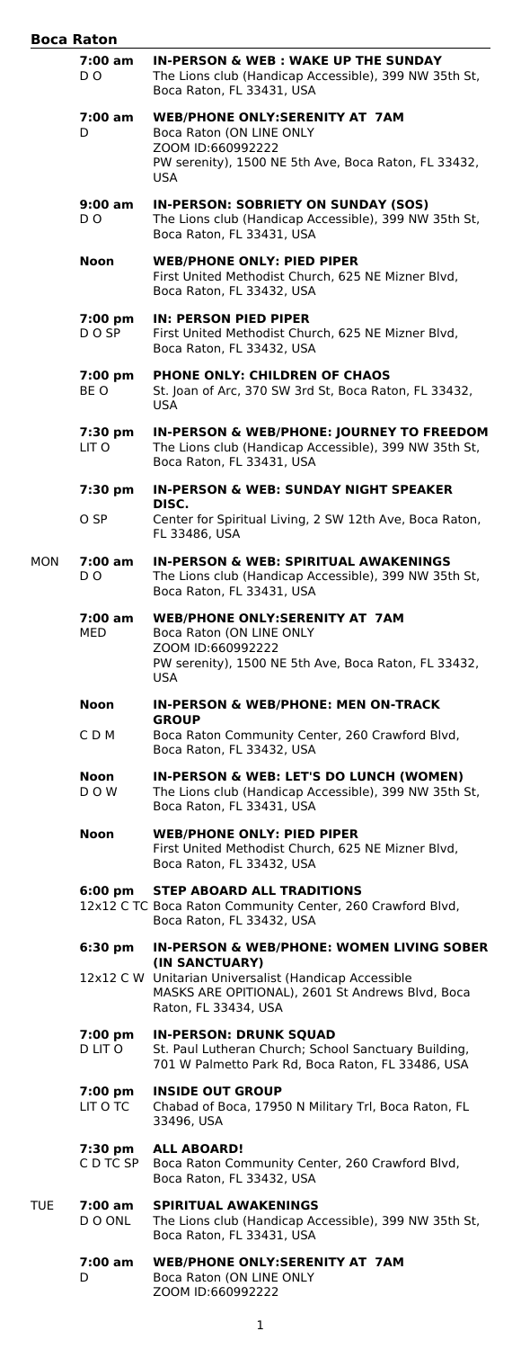## Boca Raton

| Day | Time / Codes | Meeting |
|---|---|---|
| | **7:00 am** D O | **IN-PERSON & WEB : WAKE UP THE SUNDAY** The Lions club (Handicap Accessible), 399 NW 35th St, Boca Raton, FL 33431, USA |
| | **7:00 am** D | **WEB/PHONE ONLY:SERENITY AT 7AM** Boca Raton (ON LINE ONLY ZOOM ID:660992222 PW serenity), 1500 NE 5th Ave, Boca Raton, FL 33432, USA |
| | **9:00 am** D O | **IN-PERSON: SOBRIETY ON SUNDAY (SOS)** The Lions club (Handicap Accessible), 399 NW 35th St, Boca Raton, FL 33431, USA |
| | **Noon** | **WEB/PHONE ONLY: PIED PIPER** First United Methodist Church, 625 NE Mizner Blvd, Boca Raton, FL 33432, USA |
| | **7:00 pm** D O SP | **IN: PERSON PIED PIPER** First United Methodist Church, 625 NE Mizner Blvd, Boca Raton, FL 33432, USA |
| | **7:00 pm** BE O | **PHONE ONLY: CHILDREN OF CHAOS** St. Joan of Arc, 370 SW 3rd St, Boca Raton, FL 33432, USA |
| | **7:30 pm** LIT O | **IN-PERSON & WEB/PHONE: JOURNEY TO FREEDOM** The Lions club (Handicap Accessible), 399 NW 35th St, Boca Raton, FL 33431, USA |
| | **7:30 pm** O SP | **IN-PERSON & WEB: SUNDAY NIGHT SPEAKER DISC.** Center for Spiritual Living, 2 SW 12th Ave, Boca Raton, FL 33486, USA |
| MON | **7:00 am** D O | **IN-PERSON & WEB: SPIRITUAL AWAKENINGS** The Lions club (Handicap Accessible), 399 NW 35th St, Boca Raton, FL 33431, USA |
| | **7:00 am** MED | **WEB/PHONE ONLY:SERENITY AT 7AM** Boca Raton (ON LINE ONLY ZOOM ID:660992222 PW serenity), 1500 NE 5th Ave, Boca Raton, FL 33432, USA |
| | **Noon** C D M | **IN-PERSON & WEB/PHONE: MEN ON-TRACK GROUP** Boca Raton Community Center, 260 Crawford Blvd, Boca Raton, FL 33432, USA |
| | **Noon** D O W | **IN-PERSON & WEB: LET'S DO LUNCH (WOMEN)** The Lions club (Handicap Accessible), 399 NW 35th St, Boca Raton, FL 33431, USA |
| | **Noon** | **WEB/PHONE ONLY: PIED PIPER** First United Methodist Church, 625 NE Mizner Blvd, Boca Raton, FL 33432, USA |
| | **6:00 pm** 12x12 C TC | **STEP ABOARD ALL TRADITIONS** Boca Raton Community Center, 260 Crawford Blvd, Boca Raton, FL 33432, USA |
| | **6:30 pm** 12x12 C W | **IN-PERSON & WEB/PHONE: WOMEN LIVING SOBER (IN SANCTUARY)** Unitarian Universalist (Handicap Accessible MASKS ARE OPITIONAL), 2601 St Andrews Blvd, Boca Raton, FL 33434, USA |
| | **7:00 pm** D LIT O | **IN-PERSON: DRUNK SQUAD** St. Paul Lutheran Church; School Sanctuary Building, 701 W Palmetto Park Rd, Boca Raton, FL 33486, USA |
| | **7:00 pm** LIT O TC | **INSIDE OUT GROUP** Chabad of Boca, 17950 N Military Trl, Boca Raton, FL 33496, USA |
| | **7:30 pm** C D TC SP | **ALL ABOARD!** Boca Raton Community Center, 260 Crawford Blvd, Boca Raton, FL 33432, USA |
| TUE | **7:00 am** D O ONL | **SPIRITUAL AWAKENINGS** The Lions club (Handicap Accessible), 399 NW 35th St, Boca Raton, FL 33431, USA |
| | **7:00 am** D | **WEB/PHONE ONLY:SERENITY AT 7AM** Boca Raton (ON LINE ONLY ZOOM ID:660992222 |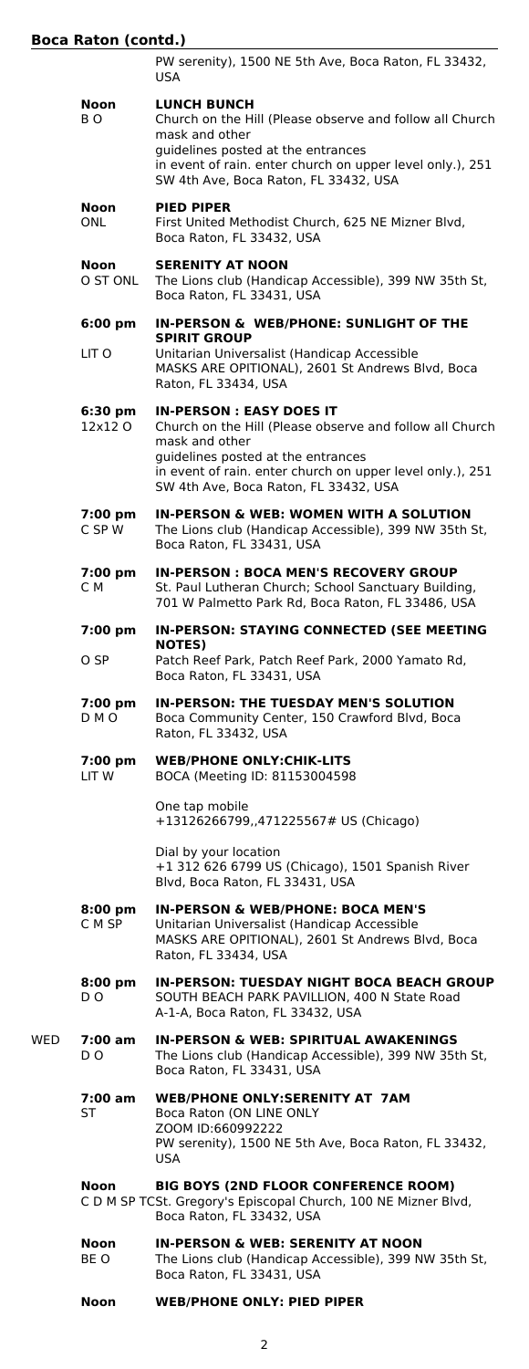## Boca Raton (contd.)

PW serenity), 1500 NE 5th Ave, Boca Raton, FL 33432, USA

**Noon** B O
**LUNCH BUNCH**
Church on the Hill (Please observe and follow all Church mask and other guidelines posted at the entrances in event of rain. enter church on upper level only.), 251 SW 4th Ave, Boca Raton, FL 33432, USA

**Noon** ONL
**PIED PIPER**
First United Methodist Church, 625 NE Mizner Blvd, Boca Raton, FL 33432, USA

**Noon** O ST ONL
**SERENITY AT NOON**
The Lions club (Handicap Accessible), 399 NW 35th St, Boca Raton, FL 33431, USA

**6:00 pm** LIT O
**IN-PERSON & WEB/PHONE: SUNLIGHT OF THE SPIRIT GROUP**
Unitarian Universalist (Handicap Accessible MASKS ARE OPITIONAL), 2601 St Andrews Blvd, Boca Raton, FL 33434, USA

**6:30 pm** 12x12 O
**IN-PERSON : EASY DOES IT**
Church on the Hill (Please observe and follow all Church mask and other guidelines posted at the entrances in event of rain. enter church on upper level only.), 251 SW 4th Ave, Boca Raton, FL 33432, USA

**7:00 pm** C SP W
**IN-PERSON & WEB: WOMEN WITH A SOLUTION**
The Lions club (Handicap Accessible), 399 NW 35th St, Boca Raton, FL 33431, USA

**7:00 pm** C M
**IN-PERSON : BOCA MEN'S RECOVERY GROUP**
St. Paul Lutheran Church; School Sanctuary Building, 701 W Palmetto Park Rd, Boca Raton, FL 33486, USA

**7:00 pm** O SP
**IN-PERSON: STAYING CONNECTED (SEE MEETING NOTES)**
Patch Reef Park, Patch Reef Park, 2000 Yamato Rd, Boca Raton, FL 33431, USA

**7:00 pm** D M O
**IN-PERSON: THE TUESDAY MEN'S SOLUTION**
Boca Community Center, 150 Crawford Blvd, Boca Raton, FL 33432, USA

**7:00 pm** LIT W
**WEB/PHONE ONLY:CHIK-LITS**
BOCA (Meeting ID: 81153004598

One tap mobile
+13126266799,,471225567# US (Chicago)

Dial by your location
+1 312 626 6799 US (Chicago), 1501 Spanish River Blvd, Boca Raton, FL 33431, USA

**8:00 pm** C M SP
**IN-PERSON & WEB/PHONE: BOCA MEN'S**
Unitarian Universalist (Handicap Accessible MASKS ARE OPITIONAL), 2601 St Andrews Blvd, Boca Raton, FL 33434, USA

**8:00 pm** D O
**IN-PERSON: TUESDAY NIGHT BOCA BEACH GROUP**
SOUTH BEACH PARK PAVILLION, 400 N State Road A-1-A, Boca Raton, FL 33432, USA

### WED

**7:00 am** D O
**IN-PERSON & WEB: SPIRITUAL AWAKENINGS**
The Lions club (Handicap Accessible), 399 NW 35th St, Boca Raton, FL 33431, USA

**7:00 am** ST
**WEB/PHONE ONLY:SERENITY AT 7AM**
Boca Raton (ON LINE ONLY
ZOOM ID:660992222
PW serenity), 1500 NE 5th Ave, Boca Raton, FL 33432, USA

**Noon** C D M SP TC
**BIG BOYS (2ND FLOOR CONFERENCE ROOM)**
St. Gregory's Episcopal Church, 100 NE Mizner Blvd, Boca Raton, FL 33432, USA

**Noon** BE O
**IN-PERSON & WEB: SERENITY AT NOON**
The Lions club (Handicap Accessible), 399 NW 35th St, Boca Raton, FL 33431, USA

**Noon**
**WEB/PHONE ONLY: PIED PIPER**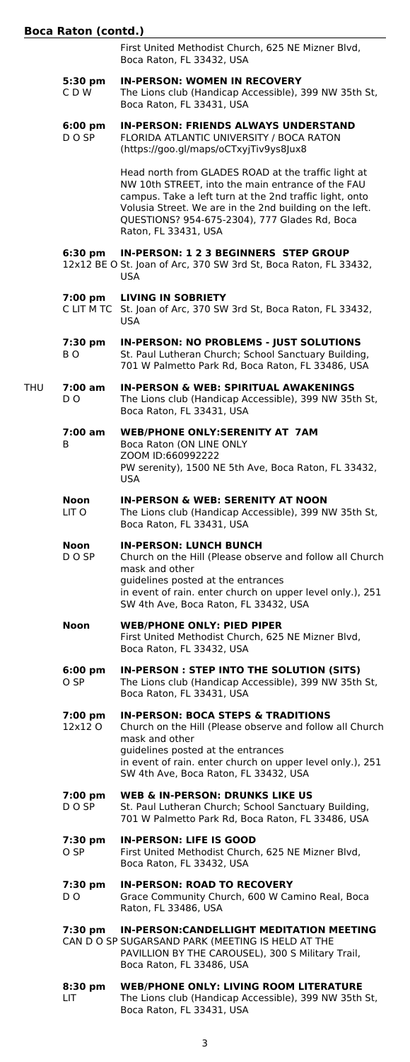**Boca Raton (contd.)**

First United Methodist Church, 625 NE Mizner Blvd, Boca Raton, FL 33432, USA

**5:30 pm** C D W
**IN-PERSON: WOMEN IN RECOVERY**
The Lions club (Handicap Accessible), 399 NW 35th St, Boca Raton, FL 33431, USA

**6:00 pm** D O SP
**IN-PERSON: FRIENDS ALWAYS UNDERSTAND**
FLORIDA ATLANTIC UNIVERSITY / BOCA RATON (https://goo.gl/maps/oCTxyjTiv9ys8Jux8

Head north from GLADES ROAD at the traffic light at NW 10th STREET, into the main entrance of the FAU campus. Take a left turn at the 2nd traffic light, onto Volusia Street. We are in the 2nd building on the left. QUESTIONS? 954-675-2304), 777 Glades Rd, Boca Raton, FL 33431, USA

**6:30 pm** 12x12 BE O
**IN-PERSON: 1 2 3 BEGINNERS STEP GROUP**
St. Joan of Arc, 370 SW 3rd St, Boca Raton, FL 33432, USA

**7:00 pm** C LIT M TC
**LIVING IN SOBRIETY**
St. Joan of Arc, 370 SW 3rd St, Boca Raton, FL 33432, USA

**7:30 pm** B O
**IN-PERSON: NO PROBLEMS - JUST SOLUTIONS**
St. Paul Lutheran Church; School Sanctuary Building, 701 W Palmetto Park Rd, Boca Raton, FL 33486, USA

THU

**7:00 am** D O
**IN-PERSON & WEB: SPIRITUAL AWAKENINGS**
The Lions club (Handicap Accessible), 399 NW 35th St, Boca Raton, FL 33431, USA

**7:00 am** B
**WEB/PHONE ONLY:SERENITY AT 7AM**
Boca Raton (ON LINE ONLY
ZOOM ID:660992222
PW serenity), 1500 NE 5th Ave, Boca Raton, FL 33432, USA

**Noon** LIT O
**IN-PERSON & WEB: SERENITY AT NOON**
The Lions club (Handicap Accessible), 399 NW 35th St, Boca Raton, FL 33431, USA

**Noon** D O SP
**IN-PERSON: LUNCH BUNCH**
Church on the Hill (Please observe and follow all Church mask and other
guidelines posted at the entrances
in event of rain. enter church on upper level only.), 251 SW 4th Ave, Boca Raton, FL 33432, USA

**Noon**
**WEB/PHONE ONLY: PIED PIPER**
First United Methodist Church, 625 NE Mizner Blvd, Boca Raton, FL 33432, USA

**6:00 pm** O SP
**IN-PERSON : STEP INTO THE SOLUTION (SITS)**
The Lions club (Handicap Accessible), 399 NW 35th St, Boca Raton, FL 33431, USA

**7:00 pm** 12x12 O
**IN-PERSON: BOCA STEPS & TRADITIONS**
Church on the Hill (Please observe and follow all Church mask and other
guidelines posted at the entrances
in event of rain. enter church on upper level only.), 251 SW 4th Ave, Boca Raton, FL 33432, USA

**7:00 pm** D O SP
**WEB & IN-PERSON: DRUNKS LIKE US**
St. Paul Lutheran Church; School Sanctuary Building, 701 W Palmetto Park Rd, Boca Raton, FL 33486, USA

**7:30 pm** O SP
**IN-PERSON: LIFE IS GOOD**
First United Methodist Church, 625 NE Mizner Blvd, Boca Raton, FL 33432, USA

**7:30 pm** D O
**IN-PERSON: ROAD TO RECOVERY**
Grace Community Church, 600 W Camino Real, Boca Raton, FL 33486, USA

**7:30 pm** CAN D O SP
**IN-PERSON:CANDELLIGHT MEDITATION MEETING**
SUGARSAND PARK (MEETING IS HELD AT THE PAVILLION BY THE CAROUSEL), 300 S Military Trail, Boca Raton, FL 33486, USA

**8:30 pm** LIT
**WEB/PHONE ONLY: LIVING ROOM LITERATURE**
The Lions club (Handicap Accessible), 399 NW 35th St, Boca Raton, FL 33431, USA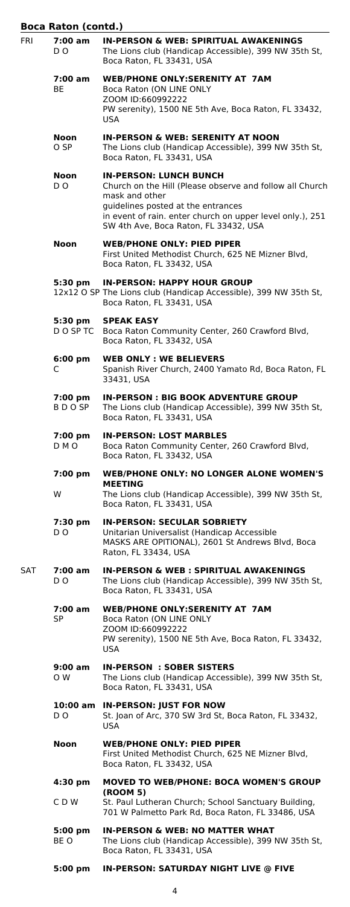## Boca Raton (contd.)

**FRI**

**7:00 am** D O
**IN-PERSON & WEB: SPIRITUAL AWAKENINGS**
The Lions club (Handicap Accessible), 399 NW 35th St, Boca Raton, FL 33431, USA

**7:00 am** BE
**WEB/PHONE ONLY:SERENITY AT 7AM**
Boca Raton (ON LINE ONLY
ZOOM ID:660992222
PW serenity), 1500 NE 5th Ave, Boca Raton, FL 33432, USA

**Noon** O SP
**IN-PERSON & WEB: SERENITY AT NOON**
The Lions club (Handicap Accessible), 399 NW 35th St, Boca Raton, FL 33431, USA

**Noon** D O
**IN-PERSON: LUNCH BUNCH**
Church on the Hill (Please observe and follow all Church mask and other
guidelines posted at the entrances
in event of rain. enter church on upper level only.), 251 SW 4th Ave, Boca Raton, FL 33432, USA

**Noon**
**WEB/PHONE ONLY: PIED PIPER**
First United Methodist Church, 625 NE Mizner Blvd, Boca Raton, FL 33432, USA

**5:30 pm** 12x12 O SP
**IN-PERSON: HAPPY HOUR GROUP**
The Lions club (Handicap Accessible), 399 NW 35th St, Boca Raton, FL 33431, USA

**5:30 pm** D O SP TC
**SPEAK EASY**
Boca Raton Community Center, 260 Crawford Blvd, Boca Raton, FL 33432, USA

**6:00 pm** C
**WEB ONLY : WE BELIEVERS**
Spanish River Church, 2400 Yamato Rd, Boca Raton, FL 33431, USA

**7:00 pm** B D O SP
**IN-PERSON : BIG BOOK ADVENTURE GROUP**
The Lions club (Handicap Accessible), 399 NW 35th St, Boca Raton, FL 33431, USA

**7:00 pm** D M O
**IN-PERSON: LOST MARBLES**
Boca Raton Community Center, 260 Crawford Blvd, Boca Raton, FL 33432, USA

**7:00 pm** W
**WEB/PHONE ONLY: NO LONGER ALONE WOMEN'S MEETING**
The Lions club (Handicap Accessible), 399 NW 35th St, Boca Raton, FL 33431, USA

**7:30 pm** D O
**IN-PERSON: SECULAR SOBRIETY**
Unitarian Universalist (Handicap Accessible
MASKS ARE OPITIONAL), 2601 St Andrews Blvd, Boca Raton, FL 33434, USA

**SAT**

**7:00 am** D O
**IN-PERSON & WEB : SPIRITUAL AWAKENINGS**
The Lions club (Handicap Accessible), 399 NW 35th St, Boca Raton, FL 33431, USA

**7:00 am** SP
**WEB/PHONE ONLY:SERENITY AT 7AM**
Boca Raton (ON LINE ONLY
ZOOM ID:660992222
PW serenity), 1500 NE 5th Ave, Boca Raton, FL 33432, USA

**9:00 am** O W
**IN-PERSON : SOBER SISTERS**
The Lions club (Handicap Accessible), 399 NW 35th St, Boca Raton, FL 33431, USA

**10:00 am** D O
**IN-PERSON: JUST FOR NOW**
St. Joan of Arc, 370 SW 3rd St, Boca Raton, FL 33432, USA

**Noon**
**WEB/PHONE ONLY: PIED PIPER**
First United Methodist Church, 625 NE Mizner Blvd, Boca Raton, FL 33432, USA

**4:30 pm** C D W
**MOVED TO WEB/PHONE: BOCA WOMEN'S GROUP (ROOM 5)**
St. Paul Lutheran Church; School Sanctuary Building, 701 W Palmetto Park Rd, Boca Raton, FL 33486, USA

**5:00 pm** BE O
**IN-PERSON & WEB: NO MATTER WHAT**
The Lions club (Handicap Accessible), 399 NW 35th St, Boca Raton, FL 33431, USA

**5:00 pm**
**IN-PERSON: SATURDAY NIGHT LIVE @ FIVE**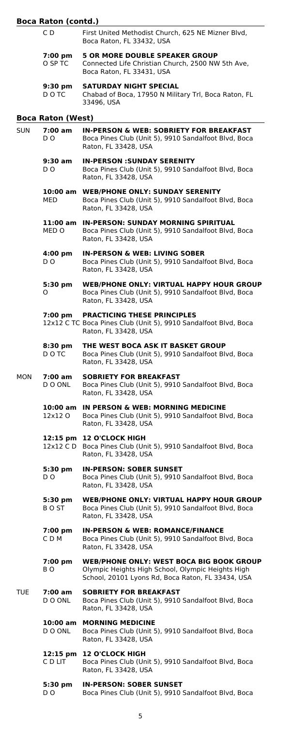## Boca Raton (contd.)

| | | |
|---|---|---|
| | C D | First United Methodist Church, 625 NE Mizner Blvd, Boca Raton, FL 33432, USA |
| | **7:00 pm** O SP TC | **5 OR MORE DOUBLE SPEAKER GROUP** Connected Life Christian Church, 2500 NW 5th Ave, Boca Raton, FL 33431, USA |
| | **9:30 pm** D O TC | **SATURDAY NIGHT SPECIAL** Chabad of Boca, 17950 N Military Trl, Boca Raton, FL 33496, USA |

## Boca Raton (West)

| | | |
|---|---|---|
| SUN | **7:00 am** D O | **IN-PERSON & WEB: SOBRIETY FOR BREAKFAST** Boca Pines Club (Unit 5), 9910 Sandalfoot Blvd, Boca Raton, FL 33428, USA |
| | **9:30 am** D O | **IN-PERSON :SUNDAY SERENITY** Boca Pines Club (Unit 5), 9910 Sandalfoot Blvd, Boca Raton, FL 33428, USA |
| | **10:00 am** MED | **WEB/PHONE ONLY: SUNDAY SERENITY** Boca Pines Club (Unit 5), 9910 Sandalfoot Blvd, Boca Raton, FL 33428, USA |
| | **11:00 am** MED O | **IN-PERSON: SUNDAY MORNING SPIRITUAL** Boca Pines Club (Unit 5), 9910 Sandalfoot Blvd, Boca Raton, FL 33428, USA |
| | **4:00 pm** D O | **IN-PERSON & WEB: LIVING SOBER** Boca Pines Club (Unit 5), 9910 Sandalfoot Blvd, Boca Raton, FL 33428, USA |
| | **5:30 pm** O | **WEB/PHONE ONLY: VIRTUAL HAPPY HOUR GROUP** Boca Pines Club (Unit 5), 9910 Sandalfoot Blvd, Boca Raton, FL 33428, USA |
| | **7:00 pm** 12x12 C TC | **PRACTICING THESE PRINCIPLES** Boca Pines Club (Unit 5), 9910 Sandalfoot Blvd, Boca Raton, FL 33428, USA |
| | **8:30 pm** D O TC | **THE WEST BOCA ASK IT BASKET GROUP** Boca Pines Club (Unit 5), 9910 Sandalfoot Blvd, Boca Raton, FL 33428, USA |
| MON | **7:00 am** D O ONL | **SOBRIETY FOR BREAKFAST** Boca Pines Club (Unit 5), 9910 Sandalfoot Blvd, Boca Raton, FL 33428, USA |
| | **10:00 am** 12x12 O | **IN PERSON & WEB: MORNING MEDICINE** Boca Pines Club (Unit 5), 9910 Sandalfoot Blvd, Boca Raton, FL 33428, USA |
| | **12:15 pm** 12x12 C D | **12 O'CLOCK HIGH** Boca Pines Club (Unit 5), 9910 Sandalfoot Blvd, Boca Raton, FL 33428, USA |
| | **5:30 pm** D O | **IN-PERSON: SOBER SUNSET** Boca Pines Club (Unit 5), 9910 Sandalfoot Blvd, Boca Raton, FL 33428, USA |
| | **5:30 pm** B O ST | **WEB/PHONE ONLY: VIRTUAL HAPPY HOUR GROUP** Boca Pines Club (Unit 5), 9910 Sandalfoot Blvd, Boca Raton, FL 33428, USA |
| | **7:00 pm** C D M | **IN-PERSON & WEB: ROMANCE/FINANCE** Boca Pines Club (Unit 5), 9910 Sandalfoot Blvd, Boca Raton, FL 33428, USA |
| | **7:00 pm** B O | **WEB/PHONE ONLY: WEST BOCA BIG BOOK GROUP** Olympic Heights High School, Olympic Heights High School, 20101 Lyons Rd, Boca Raton, FL 33434, USA |
| TUE | **7:00 am** D O ONL | **SOBRIETY FOR BREAKFAST** Boca Pines Club (Unit 5), 9910 Sandalfoot Blvd, Boca Raton, FL 33428, USA |
| | **10:00 am** D O ONL | **MORNING MEDICINE** Boca Pines Club (Unit 5), 9910 Sandalfoot Blvd, Boca Raton, FL 33428, USA |
| | **12:15 pm** C D LIT | **12 O'CLOCK HIGH** Boca Pines Club (Unit 5), 9910 Sandalfoot Blvd, Boca Raton, FL 33428, USA |
| | **5:30 pm** D O | **IN-PERSON: SOBER SUNSET** Boca Pines Club (Unit 5), 9910 Sandalfoot Blvd, Boca |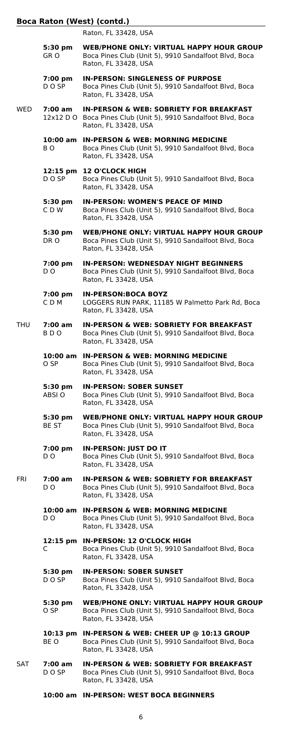## Boca Raton (West) (contd.)

| Day | Time / Codes | Meeting |
|---|---|---|
| | | Raton, FL 33428, USA |
| | **5:30 pm** GR O | **WEB/PHONE ONLY: VIRTUAL HAPPY HOUR GROUP** Boca Pines Club (Unit 5), 9910 Sandalfoot Blvd, Boca Raton, FL 33428, USA |
| | **7:00 pm** D O SP | **IN-PERSON: SINGLENESS OF PURPOSE** Boca Pines Club (Unit 5), 9910 Sandalfoot Blvd, Boca Raton, FL 33428, USA |
| WED | **7:00 am** 12x12 D O | **IN-PERSON & WEB: SOBRIETY FOR BREAKFAST** Boca Pines Club (Unit 5), 9910 Sandalfoot Blvd, Boca Raton, FL 33428, USA |
| | **10:00 am** B O | **IN-PERSON & WEB: MORNING MEDICINE** Boca Pines Club (Unit 5), 9910 Sandalfoot Blvd, Boca Raton, FL 33428, USA |
| | **12:15 pm** D O SP | **12 O'CLOCK HIGH** Boca Pines Club (Unit 5), 9910 Sandalfoot Blvd, Boca Raton, FL 33428, USA |
| | **5:30 pm** C D W | **IN-PERSON: WOMEN'S PEACE OF MIND** Boca Pines Club (Unit 5), 9910 Sandalfoot Blvd, Boca Raton, FL 33428, USA |
| | **5:30 pm** DR O | **WEB/PHONE ONLY: VIRTUAL HAPPY HOUR GROUP** Boca Pines Club (Unit 5), 9910 Sandalfoot Blvd, Boca Raton, FL 33428, USA |
| | **7:00 pm** D O | **IN-PERSON: WEDNESDAY NIGHT BEGINNERS** Boca Pines Club (Unit 5), 9910 Sandalfoot Blvd, Boca Raton, FL 33428, USA |
| | **7:00 pm** C D M | **IN-PERSON:BOCA BOYZ** LOGGERS RUN PARK, 11185 W Palmetto Park Rd, Boca Raton, FL 33428, USA |
| THU | **7:00 am** B D O | **IN-PERSON & WEB: SOBRIETY FOR BREAKFAST** Boca Pines Club (Unit 5), 9910 Sandalfoot Blvd, Boca Raton, FL 33428, USA |
| | **10:00 am** O SP | **IN-PERSON & WEB: MORNING MEDICINE** Boca Pines Club (Unit 5), 9910 Sandalfoot Blvd, Boca Raton, FL 33428, USA |
| | **5:30 pm** ABSI O | **IN-PERSON: SOBER SUNSET** Boca Pines Club (Unit 5), 9910 Sandalfoot Blvd, Boca Raton, FL 33428, USA |
| | **5:30 pm** BE ST | **WEB/PHONE ONLY: VIRTUAL HAPPY HOUR GROUP** Boca Pines Club (Unit 5), 9910 Sandalfoot Blvd, Boca Raton, FL 33428, USA |
| | **7:00 pm** D O | **IN-PERSON: JUST DO IT** Boca Pines Club (Unit 5), 9910 Sandalfoot Blvd, Boca Raton, FL 33428, USA |
| FRI | **7:00 am** D O | **IN-PERSON & WEB: SOBRIETY FOR BREAKFAST** Boca Pines Club (Unit 5), 9910 Sandalfoot Blvd, Boca Raton, FL 33428, USA |
| | **10:00 am** D O | **IN-PERSON & WEB: MORNING MEDICINE** Boca Pines Club (Unit 5), 9910 Sandalfoot Blvd, Boca Raton, FL 33428, USA |
| | **12:15 pm** C | **IN-PERSON: 12 O'CLOCK HIGH** Boca Pines Club (Unit 5), 9910 Sandalfoot Blvd, Boca Raton, FL 33428, USA |
| | **5:30 pm** D O SP | **IN-PERSON: SOBER SUNSET** Boca Pines Club (Unit 5), 9910 Sandalfoot Blvd, Boca Raton, FL 33428, USA |
| | **5:30 pm** O SP | **WEB/PHONE ONLY: VIRTUAL HAPPY HOUR GROUP** Boca Pines Club (Unit 5), 9910 Sandalfoot Blvd, Boca Raton, FL 33428, USA |
| | **10:13 pm** BE O | **IN-PERSON & WEB: CHEER UP @ 10:13 GROUP** Boca Pines Club (Unit 5), 9910 Sandalfoot Blvd, Boca Raton, FL 33428, USA |
| SAT | **7:00 am** D O SP | **IN-PERSON & WEB: SOBRIETY FOR BREAKFAST** Boca Pines Club (Unit 5), 9910 Sandalfoot Blvd, Boca Raton, FL 33428, USA |
| | **10:00 am** | **IN-PERSON: WEST BOCA BEGINNERS** |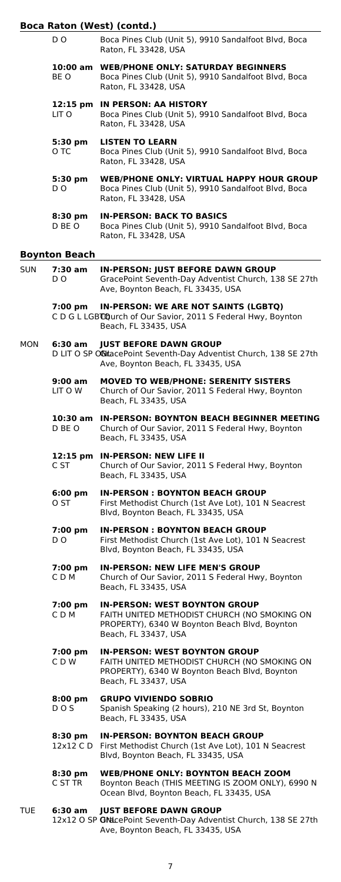## Boca Raton (West) (contd.)

| Day | Time / Codes | Meeting |
|---|---|---|
| | D O | Boca Pines Club (Unit 5), 9910 Sandalfoot Blvd, Boca Raton, FL 33428, USA |
| | **10:00 am** BE O | **WEB/PHONE ONLY: SATURDAY BEGINNERS** Boca Pines Club (Unit 5), 9910 Sandalfoot Blvd, Boca Raton, FL 33428, USA |
| | **12:15 pm** LIT O | **IN PERSON: AA HISTORY** Boca Pines Club (Unit 5), 9910 Sandalfoot Blvd, Boca Raton, FL 33428, USA |
| | **5:30 pm** O TC | **LISTEN TO LEARN** Boca Pines Club (Unit 5), 9910 Sandalfoot Blvd, Boca Raton, FL 33428, USA |
| | **5:30 pm** D O | **WEB/PHONE ONLY: VIRTUAL HAPPY HOUR GROUP** Boca Pines Club (Unit 5), 9910 Sandalfoot Blvd, Boca Raton, FL 33428, USA |
| | **8:30 pm** D BE O | **IN-PERSON: BACK TO BASICS** Boca Pines Club (Unit 5), 9910 Sandalfoot Blvd, Boca Raton, FL 33428, USA |

## Boynton Beach

| Day | Time / Codes | Meeting |
|---|---|---|
| SUN | **7:30 am** D O | **IN-PERSON: JUST BEFORE DAWN GROUP** GracePoint Seventh-Day Adventist Church, 138 SE 27th Ave, Boynton Beach, FL 33435, USA |
| | **7:00 pm** C D G L LGBTQ | **IN-PERSON: WE ARE NOT SAINTS (LGBTQ)** Church of Our Savior, 2011 S Federal Hwy, Boynton Beach, FL 33435, USA |
| MON | **6:30 am** D LIT O SP ONL | **JUST BEFORE DAWN GROUP** GracePoint Seventh-Day Adventist Church, 138 SE 27th Ave, Boynton Beach, FL 33435, USA |
| | **9:00 am** LIT O W | **MOVED TO WEB/PHONE: SERENITY SISTERS** Church of Our Savior, 2011 S Federal Hwy, Boynton Beach, FL 33435, USA |
| | **10:30 am** D BE O | **IN-PERSON: BOYNTON BEACH BEGINNER MEETING** Church of Our Savior, 2011 S Federal Hwy, Boynton Beach, FL 33435, USA |
| | **12:15 pm** C ST | **IN-PERSON: NEW LIFE II** Church of Our Savior, 2011 S Federal Hwy, Boynton Beach, FL 33435, USA |
| | **6:00 pm** O ST | **IN-PERSON : BOYNTON BEACH GROUP** First Methodist Church (1st Ave Lot), 101 N Seacrest Blvd, Boynton Beach, FL 33435, USA |
| | **7:00 pm** D O | **IN-PERSON : BOYNTON BEACH GROUP** First Methodist Church (1st Ave Lot), 101 N Seacrest Blvd, Boynton Beach, FL 33435, USA |
| | **7:00 pm** C D M | **IN-PERSON: NEW LIFE MEN'S GROUP** Church of Our Savior, 2011 S Federal Hwy, Boynton Beach, FL 33435, USA |
| | **7:00 pm** C D M | **IN-PERSON: WEST BOYNTON GROUP** FAITH UNITED METHODIST CHURCH (NO SMOKING ON PROPERTY), 6340 W Boynton Beach Blvd, Boynton Beach, FL 33437, USA |
| | **7:00 pm** C D W | **IN-PERSON: WEST BOYNTON GROUP** FAITH UNITED METHODIST CHURCH (NO SMOKING ON PROPERTY), 6340 W Boynton Beach Blvd, Boynton Beach, FL 33437, USA |
| | **8:00 pm** D O S | **GRUPO VIVIENDO SOBRIO** Spanish Speaking (2 hours), 210 NE 3rd St, Boynton Beach, FL 33435, USA |
| | **8:30 pm** 12x12 C D | **IN-PERSON: BOYNTON BEACH GROUP** First Methodist Church (1st Ave Lot), 101 N Seacrest Blvd, Boynton Beach, FL 33435, USA |
| | **8:30 pm** C ST TR | **WEB/PHONE ONLY: BOYNTON BEACH ZOOM** Boynton Beach (THIS MEETING IS ZOOM ONLY), 6990 N Ocean Blvd, Boynton Beach, FL 33435, USA |
| TUE | **6:30 am** 12x12 O SP ONL | **JUST BEFORE DAWN GROUP** GracePoint Seventh-Day Adventist Church, 138 SE 27th Ave, Boynton Beach, FL 33435, USA |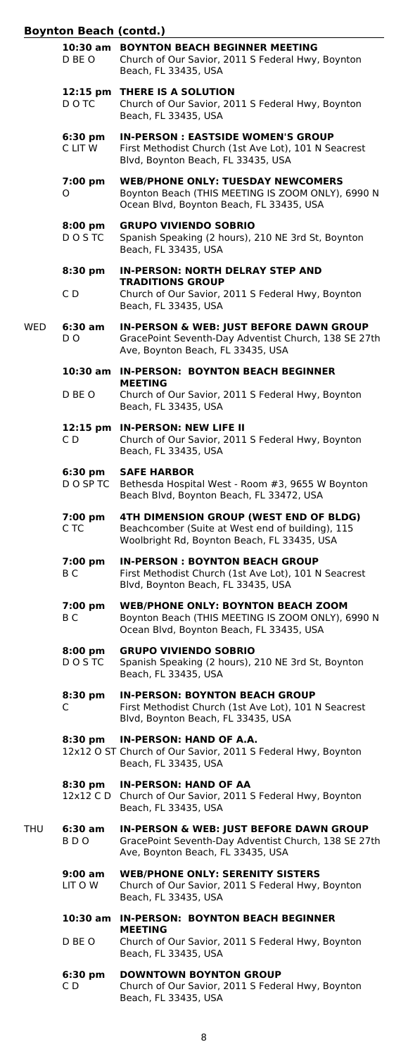## Boynton Beach (contd.)

**10:30 am** D BE O
**BOYNTON BEACH BEGINNER MEETING**
Church of Our Savior, 2011 S Federal Hwy, Boynton Beach, FL 33435, USA

**12:15 pm** D O TC
**THERE IS A SOLUTION**
Church of Our Savior, 2011 S Federal Hwy, Boynton Beach, FL 33435, USA

**6:30 pm** C LIT W
**IN-PERSON : EASTSIDE WOMEN'S GROUP**
First Methodist Church (1st Ave Lot), 101 N Seacrest Blvd, Boynton Beach, FL 33435, USA

**7:00 pm** O
**WEB/PHONE ONLY: TUESDAY NEWCOMERS**
Boynton Beach (THIS MEETING IS ZOOM ONLY), 6990 N Ocean Blvd, Boynton Beach, FL 33435, USA

**8:00 pm** D O S TC
**GRUPO VIVIENDO SOBRIO**
Spanish Speaking (2 hours), 210 NE 3rd St, Boynton Beach, FL 33435, USA

**8:30 pm** C D
**IN-PERSON: NORTH DELRAY STEP AND TRADITIONS GROUP**
Church of Our Savior, 2011 S Federal Hwy, Boynton Beach, FL 33435, USA

### WED

**6:30 am** D O
**IN-PERSON & WEB: JUST BEFORE DAWN GROUP**
GracePoint Seventh-Day Adventist Church, 138 SE 27th Ave, Boynton Beach, FL 33435, USA

**10:30 am** D BE O
**IN-PERSON: BOYNTON BEACH BEGINNER MEETING**
Church of Our Savior, 2011 S Federal Hwy, Boynton Beach, FL 33435, USA

**12:15 pm** C D
**IN-PERSON: NEW LIFE II**
Church of Our Savior, 2011 S Federal Hwy, Boynton Beach, FL 33435, USA

**6:30 pm** D O SP TC
**SAFE HARBOR**
Bethesda Hospital West - Room #3, 9655 W Boynton Beach Blvd, Boynton Beach, FL 33472, USA

**7:00 pm** C TC
**4TH DIMENSION GROUP (WEST END OF BLDG)**
Beachcomber (Suite at West end of building), 115 Woolbright Rd, Boynton Beach, FL 33435, USA

**7:00 pm** B C
**IN-PERSON : BOYNTON BEACH GROUP**
First Methodist Church (1st Ave Lot), 101 N Seacrest Blvd, Boynton Beach, FL 33435, USA

**7:00 pm** B C
**WEB/PHONE ONLY: BOYNTON BEACH ZOOM**
Boynton Beach (THIS MEETING IS ZOOM ONLY), 6990 N Ocean Blvd, Boynton Beach, FL 33435, USA

**8:00 pm** D O S TC
**GRUPO VIVIENDO SOBRIO**
Spanish Speaking (2 hours), 210 NE 3rd St, Boynton Beach, FL 33435, USA

**8:30 pm** C
**IN-PERSON: BOYNTON BEACH GROUP**
First Methodist Church (1st Ave Lot), 101 N Seacrest Blvd, Boynton Beach, FL 33435, USA

**8:30 pm** 12x12 O ST
**IN-PERSON: HAND OF A.A.**
Church of Our Savior, 2011 S Federal Hwy, Boynton Beach, FL 33435, USA

**8:30 pm** 12x12 C D
**IN-PERSON: HAND OF AA**
Church of Our Savior, 2011 S Federal Hwy, Boynton Beach, FL 33435, USA

### THU

**6:30 am** B D O
**IN-PERSON & WEB: JUST BEFORE DAWN GROUP**
GracePoint Seventh-Day Adventist Church, 138 SE 27th Ave, Boynton Beach, FL 33435, USA

**9:00 am** LIT O W
**WEB/PHONE ONLY: SERENITY SISTERS**
Church of Our Savior, 2011 S Federal Hwy, Boynton Beach, FL 33435, USA

**10:30 am** D BE O
**IN-PERSON: BOYNTON BEACH BEGINNER MEETING**
Church of Our Savior, 2011 S Federal Hwy, Boynton Beach, FL 33435, USA

**6:30 pm** C D
**DOWNTOWN BOYNTON GROUP**
Church of Our Savior, 2011 S Federal Hwy, Boynton Beach, FL 33435, USA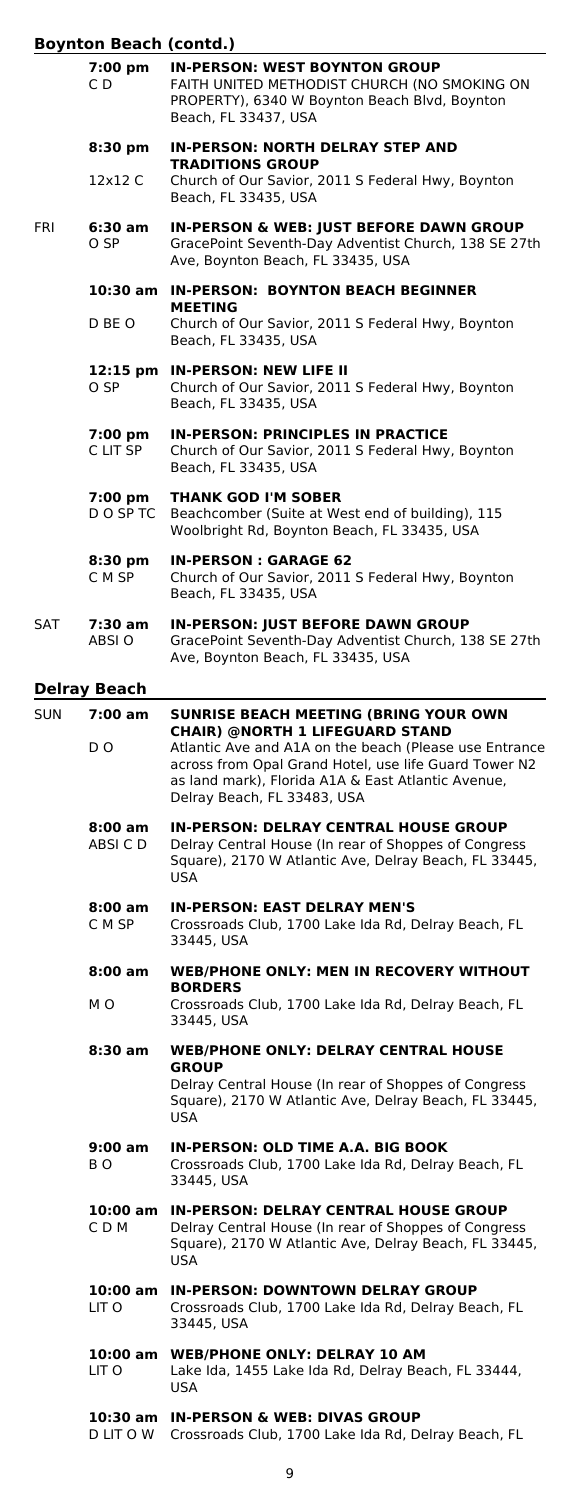## Boynton Beach (contd.)

| Day | Time / Codes | Meeting |
|---|---|---|
| | **7:00 pm** C D | **IN-PERSON: WEST BOYNTON GROUP** FAITH UNITED METHODIST CHURCH (NO SMOKING ON PROPERTY), 6340 W Boynton Beach Blvd, Boynton Beach, FL 33437, USA |
| | **8:30 pm** 12x12 C | **IN-PERSON: NORTH DELRAY STEP AND TRADITIONS GROUP** Church of Our Savior, 2011 S Federal Hwy, Boynton Beach, FL 33435, USA |
| FRI | **6:30 am** O SP | **IN-PERSON & WEB: JUST BEFORE DAWN GROUP** GracePoint Seventh-Day Adventist Church, 138 SE 27th Ave, Boynton Beach, FL 33435, USA |
| | **10:30 am** D BE O | **IN-PERSON: BOYNTON BEACH BEGINNER MEETING** Church of Our Savior, 2011 S Federal Hwy, Boynton Beach, FL 33435, USA |
| | **12:15 pm** O SP | **IN-PERSON: NEW LIFE II** Church of Our Savior, 2011 S Federal Hwy, Boynton Beach, FL 33435, USA |
| | **7:00 pm** C LIT SP | **IN-PERSON: PRINCIPLES IN PRACTICE** Church of Our Savior, 2011 S Federal Hwy, Boynton Beach, FL 33435, USA |
| | **7:00 pm** D O SP TC | **THANK GOD I'M SOBER** Beachcomber (Suite at West end of building), 115 Woolbright Rd, Boynton Beach, FL 33435, USA |
| | **8:30 pm** C M SP | **IN-PERSON : GARAGE 62** Church of Our Savior, 2011 S Federal Hwy, Boynton Beach, FL 33435, USA |
| SAT | **7:30 am** ABSI O | **IN-PERSON: JUST BEFORE DAWN GROUP** GracePoint Seventh-Day Adventist Church, 138 SE 27th Ave, Boynton Beach, FL 33435, USA |

## Delray Beach

| Day | Time / Codes | Meeting |
|---|---|---|
| SUN | **7:00 am** D O | **SUNRISE BEACH MEETING (BRING YOUR OWN CHAIR) @NORTH 1 LIFEGUARD STAND** Atlantic Ave and A1A on the beach (Please use Entrance across from Opal Grand Hotel, use life Guard Tower N2 as land mark), Florida A1A & East Atlantic Avenue, Delray Beach, FL 33483, USA |
| | **8:00 am** ABSI C D | **IN-PERSON: DELRAY CENTRAL HOUSE GROUP** Delray Central House (In rear of Shoppes of Congress Square), 2170 W Atlantic Ave, Delray Beach, FL 33445, USA |
| | **8:00 am** C M SP | **IN-PERSON: EAST DELRAY MEN'S** Crossroads Club, 1700 Lake Ida Rd, Delray Beach, FL 33445, USA |
| | **8:00 am** M O | **WEB/PHONE ONLY: MEN IN RECOVERY WITHOUT BORDERS** Crossroads Club, 1700 Lake Ida Rd, Delray Beach, FL 33445, USA |
| | **8:30 am** | **WEB/PHONE ONLY: DELRAY CENTRAL HOUSE GROUP** Delray Central House (In rear of Shoppes of Congress Square), 2170 W Atlantic Ave, Delray Beach, FL 33445, USA |
| | **9:00 am** B O | **IN-PERSON: OLD TIME A.A. BIG BOOK** Crossroads Club, 1700 Lake Ida Rd, Delray Beach, FL 33445, USA |
| | **10:00 am** C D M | **IN-PERSON: DELRAY CENTRAL HOUSE GROUP** Delray Central House (In rear of Shoppes of Congress Square), 2170 W Atlantic Ave, Delray Beach, FL 33445, USA |
| | **10:00 am** LIT O | **IN-PERSON: DOWNTOWN DELRAY GROUP** Crossroads Club, 1700 Lake Ida Rd, Delray Beach, FL 33445, USA |
| | **10:00 am** LIT O | **WEB/PHONE ONLY: DELRAY 10 AM** Lake Ida, 1455 Lake Ida Rd, Delray Beach, FL 33444, USA |
| | **10:30 am** D LIT O W | **IN-PERSON & WEB: DIVAS GROUP** Crossroads Club, 1700 Lake Ida Rd, Delray Beach, FL |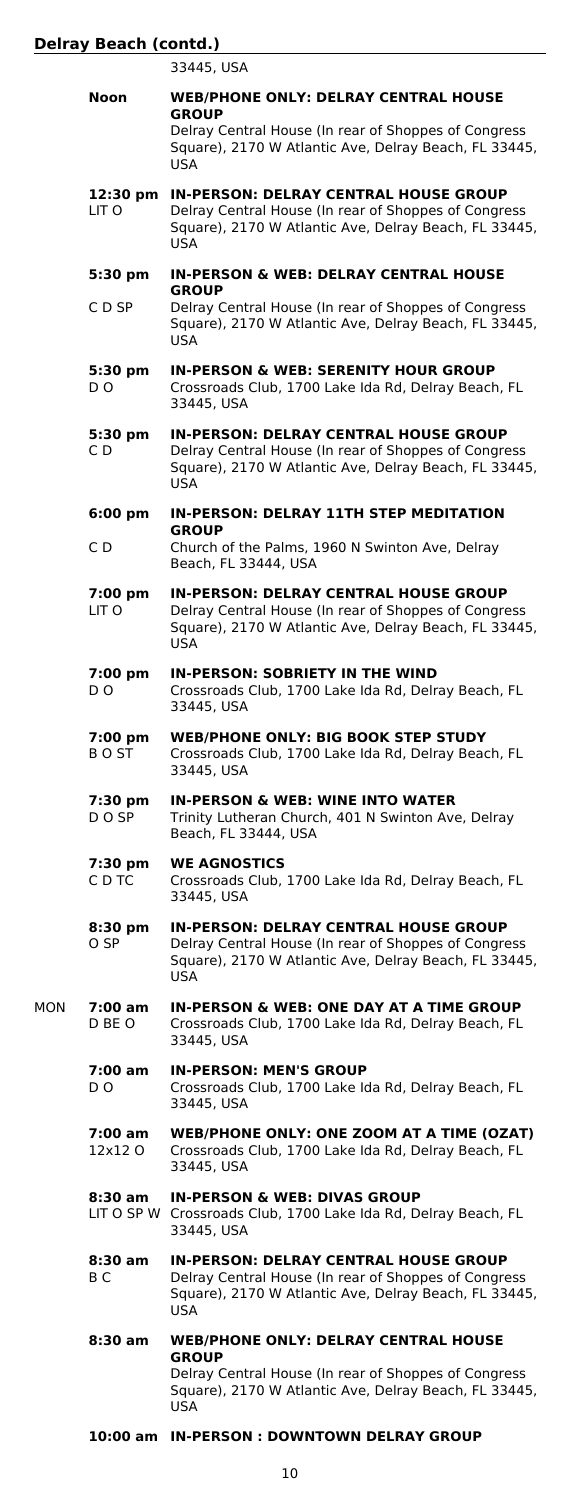**Delray Beach (contd.)**

33445, USA

**Noon** **WEB/PHONE ONLY: DELRAY CENTRAL HOUSE GROUP**
Delray Central House (In rear of Shoppes of Congress Square), 2170 W Atlantic Ave, Delray Beach, FL 33445, USA

**12:30 pm** LIT O **IN-PERSON: DELRAY CENTRAL HOUSE GROUP**
Delray Central House (In rear of Shoppes of Congress Square), 2170 W Atlantic Ave, Delray Beach, FL 33445, USA

**5:30 pm** C D SP **IN-PERSON & WEB: DELRAY CENTRAL HOUSE GROUP**
Delray Central House (In rear of Shoppes of Congress Square), 2170 W Atlantic Ave, Delray Beach, FL 33445, USA

**5:30 pm** D O **IN-PERSON & WEB: SERENITY HOUR GROUP**
Crossroads Club, 1700 Lake Ida Rd, Delray Beach, FL 33445, USA

**5:30 pm** C D **IN-PERSON: DELRAY CENTRAL HOUSE GROUP**
Delray Central House (In rear of Shoppes of Congress Square), 2170 W Atlantic Ave, Delray Beach, FL 33445, USA

**6:00 pm** C D **IN-PERSON: DELRAY 11TH STEP MEDITATION GROUP**
Church of the Palms, 1960 N Swinton Ave, Delray Beach, FL 33444, USA

**7:00 pm** LIT O **IN-PERSON: DELRAY CENTRAL HOUSE GROUP**
Delray Central House (In rear of Shoppes of Congress Square), 2170 W Atlantic Ave, Delray Beach, FL 33445, USA

**7:00 pm** D O **IN-PERSON: SOBRIETY IN THE WIND**
Crossroads Club, 1700 Lake Ida Rd, Delray Beach, FL 33445, USA

**7:00 pm** B O ST **WEB/PHONE ONLY: BIG BOOK STEP STUDY**
Crossroads Club, 1700 Lake Ida Rd, Delray Beach, FL 33445, USA

**7:30 pm** D O SP **IN-PERSON & WEB: WINE INTO WATER**
Trinity Lutheran Church, 401 N Swinton Ave, Delray Beach, FL 33444, USA

**7:30 pm** C D TC **WE AGNOSTICS**
Crossroads Club, 1700 Lake Ida Rd, Delray Beach, FL 33445, USA

**8:30 pm** O SP **IN-PERSON: DELRAY CENTRAL HOUSE GROUP**
Delray Central House (In rear of Shoppes of Congress Square), 2170 W Atlantic Ave, Delray Beach, FL 33445, USA

MON

**7:00 am** D BE O **IN-PERSON & WEB: ONE DAY AT A TIME GROUP**
Crossroads Club, 1700 Lake Ida Rd, Delray Beach, FL 33445, USA

**7:00 am** D O **IN-PERSON: MEN'S GROUP**
Crossroads Club, 1700 Lake Ida Rd, Delray Beach, FL 33445, USA

**7:00 am** 12x12 O **WEB/PHONE ONLY: ONE ZOOM AT A TIME (OZAT)**
Crossroads Club, 1700 Lake Ida Rd, Delray Beach, FL 33445, USA

**8:30 am** LIT O SP W **IN-PERSON & WEB: DIVAS GROUP**
Crossroads Club, 1700 Lake Ida Rd, Delray Beach, FL 33445, USA

**8:30 am** B C **IN-PERSON: DELRAY CENTRAL HOUSE GROUP**
Delray Central House (In rear of Shoppes of Congress Square), 2170 W Atlantic Ave, Delray Beach, FL 33445, USA

**8:30 am** **WEB/PHONE ONLY: DELRAY CENTRAL HOUSE GROUP**
Delray Central House (In rear of Shoppes of Congress Square), 2170 W Atlantic Ave, Delray Beach, FL 33445, USA

**10:00 am** **IN-PERSON : DOWNTOWN DELRAY GROUP**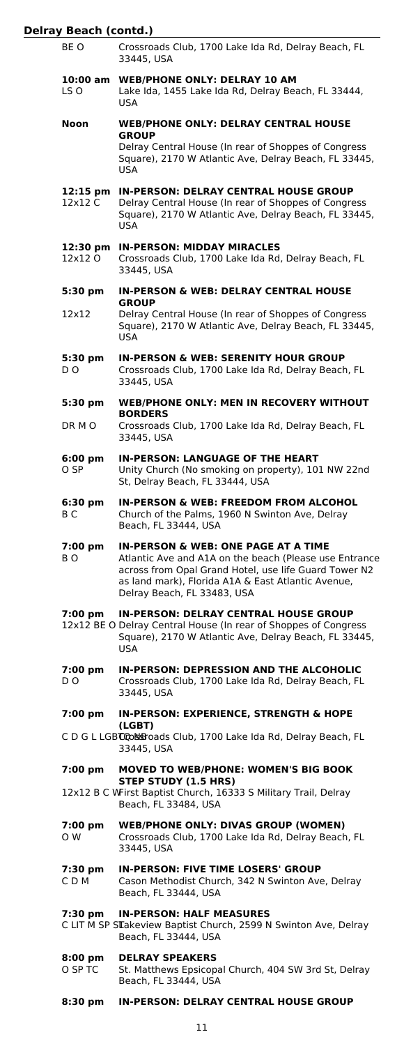## Delray Beach (contd.)

| | |
|---|---|
| BE O | Crossroads Club, 1700 Lake Ida Rd, Delray Beach, FL 33445, USA |
| **10:00 am** LS O | **WEB/PHONE ONLY: DELRAY 10 AM** Lake Ida, 1455 Lake Ida Rd, Delray Beach, FL 33444, USA |
| **Noon** | **WEB/PHONE ONLY: DELRAY CENTRAL HOUSE GROUP** Delray Central House (In rear of Shoppes of Congress Square), 2170 W Atlantic Ave, Delray Beach, FL 33445, USA |
| **12:15 pm** 12x12 C | **IN-PERSON: DELRAY CENTRAL HOUSE GROUP** Delray Central House (In rear of Shoppes of Congress Square), 2170 W Atlantic Ave, Delray Beach, FL 33445, USA |
| **12:30 pm** 12x12 O | **IN-PERSON: MIDDAY MIRACLES** Crossroads Club, 1700 Lake Ida Rd, Delray Beach, FL 33445, USA |
| **5:30 pm** 12x12 | **IN-PERSON & WEB: DELRAY CENTRAL HOUSE GROUP** Delray Central House (In rear of Shoppes of Congress Square), 2170 W Atlantic Ave, Delray Beach, FL 33445, USA |
| **5:30 pm** D O | **IN-PERSON & WEB: SERENITY HOUR GROUP** Crossroads Club, 1700 Lake Ida Rd, Delray Beach, FL 33445, USA |
| **5:30 pm** DR M O | **WEB/PHONE ONLY: MEN IN RECOVERY WITHOUT BORDERS** Crossroads Club, 1700 Lake Ida Rd, Delray Beach, FL 33445, USA |
| **6:00 pm** O SP | **IN-PERSON: LANGUAGE OF THE HEART** Unity Church (No smoking on property), 101 NW 22nd St, Delray Beach, FL 33444, USA |
| **6:30 pm** B C | **IN-PERSON & WEB: FREEDOM FROM ALCOHOL** Church of the Palms, 1960 N Swinton Ave, Delray Beach, FL 33444, USA |
| **7:00 pm** B O | **IN-PERSON & WEB: ONE PAGE AT A TIME** Atlantic Ave and A1A on the beach (Please use Entrance across from Opal Grand Hotel, use life Guard Tower N2 as land mark), Florida A1A & East Atlantic Avenue, Delray Beach, FL 33483, USA |
| **7:00 pm** 12x12 BE O | **IN-PERSON: DELRAY CENTRAL HOUSE GROUP** Delray Central House (In rear of Shoppes of Congress Square), 2170 W Atlantic Ave, Delray Beach, FL 33445, USA |
| **7:00 pm** D O | **IN-PERSON: DEPRESSION AND THE ALCOHOLIC** Crossroads Club, 1700 Lake Ida Rd, Delray Beach, FL 33445, USA |
| **7:00 pm** C D G L LGBTQ O | **IN-PERSON: EXPERIENCE, STRENGTH & HOPE (LGBT)** Crossroads Club, 1700 Lake Ida Rd, Delray Beach, FL 33445, USA |
| **7:00 pm** 12x12 B C W | **MOVED TO WEB/PHONE: WOMEN'S BIG BOOK STEP STUDY (1.5 HRS)** First Baptist Church, 16333 S Military Trail, Delray Beach, FL 33484, USA |
| **7:00 pm** O W | **WEB/PHONE ONLY: DIVAS GROUP (WOMEN)** Crossroads Club, 1700 Lake Ida Rd, Delray Beach, FL 33445, USA |
| **7:30 pm** C D M | **IN-PERSON: FIVE TIME LOSERS' GROUP** Cason Methodist Church, 342 N Swinton Ave, Delray Beach, FL 33444, USA |
| **7:30 pm** C LIT M SP ST | **IN-PERSON: HALF MEASURES** Lakeview Baptist Church, 2599 N Swinton Ave, Delray Beach, FL 33444, USA |
| **8:00 pm** O SP TC | **DELRAY SPEAKERS** St. Matthews Epsicopal Church, 404 SW 3rd St, Delray Beach, FL 33444, USA |
| **8:30 pm** | **IN-PERSON: DELRAY CENTRAL HOUSE GROUP** |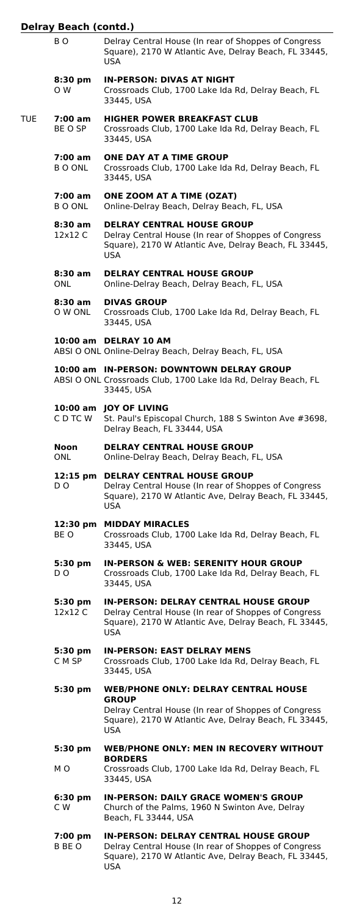## Delray Beach (contd.)

| Day | Time / Codes | Meeting |
|---|---|---|
| | B O | Delray Central House (In rear of Shoppes of Congress Square), 2170 W Atlantic Ave, Delray Beach, FL 33445, USA |
| | **8:30 pm** O W | **IN-PERSON: DIVAS AT NIGHT** Crossroads Club, 1700 Lake Ida Rd, Delray Beach, FL 33445, USA |
| TUE | **7:00 am** BE O SP | **HIGHER POWER BREAKFAST CLUB** Crossroads Club, 1700 Lake Ida Rd, Delray Beach, FL 33445, USA |
| | **7:00 am** B O ONL | **ONE DAY AT A TIME GROUP** Crossroads Club, 1700 Lake Ida Rd, Delray Beach, FL 33445, USA |
| | **7:00 am** B O ONL | **ONE ZOOM AT A TIME (OZAT)** Online-Delray Beach, Delray Beach, FL, USA |
| | **8:30 am** 12x12 C | **DELRAY CENTRAL HOUSE GROUP** Delray Central House (In rear of Shoppes of Congress Square), 2170 W Atlantic Ave, Delray Beach, FL 33445, USA |
| | **8:30 am** ONL | **DELRAY CENTRAL HOUSE GROUP** Online-Delray Beach, Delray Beach, FL, USA |
| | **8:30 am** O W ONL | **DIVAS GROUP** Crossroads Club, 1700 Lake Ida Rd, Delray Beach, FL 33445, USA |
| | **10:00 am** ABSI O ONL | **DELRAY 10 AM** Online-Delray Beach, Delray Beach, FL, USA |
| | **10:00 am** ABSI O ONL | **IN-PERSON: DOWNTOWN DELRAY GROUP** Crossroads Club, 1700 Lake Ida Rd, Delray Beach, FL 33445, USA |
| | **10:00 am** C D TC W | **JOY OF LIVING** St. Paul's Episcopal Church, 188 S Swinton Ave #3698, Delray Beach, FL 33444, USA |
| | **Noon** ONL | **DELRAY CENTRAL HOUSE GROUP** Online-Delray Beach, Delray Beach, FL, USA |
| | **12:15 pm** D O | **DELRAY CENTRAL HOUSE GROUP** Delray Central House (In rear of Shoppes of Congress Square), 2170 W Atlantic Ave, Delray Beach, FL 33445, USA |
| | **12:30 pm** BE O | **MIDDAY MIRACLES** Crossroads Club, 1700 Lake Ida Rd, Delray Beach, FL 33445, USA |
| | **5:30 pm** D O | **IN-PERSON & WEB: SERENITY HOUR GROUP** Crossroads Club, 1700 Lake Ida Rd, Delray Beach, FL 33445, USA |
| | **5:30 pm** 12x12 C | **IN-PERSON: DELRAY CENTRAL HOUSE GROUP** Delray Central House (In rear of Shoppes of Congress Square), 2170 W Atlantic Ave, Delray Beach, FL 33445, USA |
| | **5:30 pm** C M SP | **IN-PERSON: EAST DELRAY MENS** Crossroads Club, 1700 Lake Ida Rd, Delray Beach, FL 33445, USA |
| | **5:30 pm** | **WEB/PHONE ONLY: DELRAY CENTRAL HOUSE GROUP** Delray Central House (In rear of Shoppes of Congress Square), 2170 W Atlantic Ave, Delray Beach, FL 33445, USA |
| | **5:30 pm** M O | **WEB/PHONE ONLY: MEN IN RECOVERY WITHOUT BORDERS** Crossroads Club, 1700 Lake Ida Rd, Delray Beach, FL 33445, USA |
| | **6:30 pm** C W | **IN-PERSON: DAILY GRACE WOMEN'S GROUP** Church of the Palms, 1960 N Swinton Ave, Delray Beach, FL 33444, USA |
| | **7:00 pm** B BE O | **IN-PERSON: DELRAY CENTRAL HOUSE GROUP** Delray Central House (In rear of Shoppes of Congress Square), 2170 W Atlantic Ave, Delray Beach, FL 33445, USA |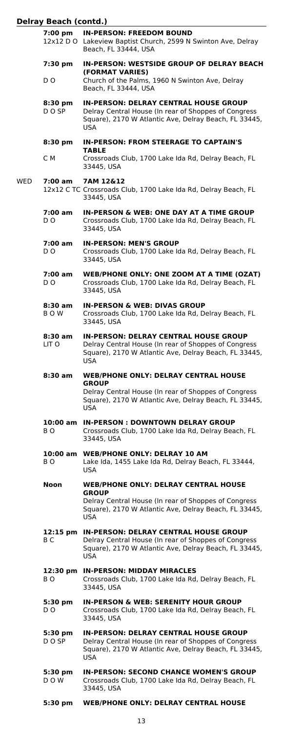## Delray Beach (contd.)

| Day | Time / Codes | Meeting |
|---|---|---|
| | **7:00 pm** 12x12 D O | **IN-PERSON: FREEDOM BOUND** Lakeview Baptist Church, 2599 N Swinton Ave, Delray Beach, FL 33444, USA |
| | **7:30 pm** D O | **IN-PERSON: WESTSIDE GROUP OF DELRAY BEACH (FORMAT VARIES)** Church of the Palms, 1960 N Swinton Ave, Delray Beach, FL 33444, USA |
| | **8:30 pm** D O SP | **IN-PERSON: DELRAY CENTRAL HOUSE GROUP** Delray Central House (In rear of Shoppes of Congress Square), 2170 W Atlantic Ave, Delray Beach, FL 33445, USA |
| | **8:30 pm** C M | **IN-PERSON: FROM STEERAGE TO CAPTAIN'S TABLE** Crossroads Club, 1700 Lake Ida Rd, Delray Beach, FL 33445, USA |
| WED | **7:00 am** 12x12 C TC | **7AM 12&12** Crossroads Club, 1700 Lake Ida Rd, Delray Beach, FL 33445, USA |
| | **7:00 am** D O | **IN-PERSON & WEB: ONE DAY AT A TIME GROUP** Crossroads Club, 1700 Lake Ida Rd, Delray Beach, FL 33445, USA |
| | **7:00 am** D O | **IN-PERSON: MEN'S GROUP** Crossroads Club, 1700 Lake Ida Rd, Delray Beach, FL 33445, USA |
| | **7:00 am** D O | **WEB/PHONE ONLY: ONE ZOOM AT A TIME (OZAT)** Crossroads Club, 1700 Lake Ida Rd, Delray Beach, FL 33445, USA |
| | **8:30 am** B O W | **IN-PERSON & WEB: DIVAS GROUP** Crossroads Club, 1700 Lake Ida Rd, Delray Beach, FL 33445, USA |
| | **8:30 am** LIT O | **IN-PERSON: DELRAY CENTRAL HOUSE GROUP** Delray Central House (In rear of Shoppes of Congress Square), 2170 W Atlantic Ave, Delray Beach, FL 33445, USA |
| | **8:30 am** | **WEB/PHONE ONLY: DELRAY CENTRAL HOUSE GROUP** Delray Central House (In rear of Shoppes of Congress Square), 2170 W Atlantic Ave, Delray Beach, FL 33445, USA |
| | **10:00 am** B O | **IN-PERSON : DOWNTOWN DELRAY GROUP** Crossroads Club, 1700 Lake Ida Rd, Delray Beach, FL 33445, USA |
| | **10:00 am** B O | **WEB/PHONE ONLY: DELRAY 10 AM** Lake Ida, 1455 Lake Ida Rd, Delray Beach, FL 33444, USA |
| | **Noon** | **WEB/PHONE ONLY: DELRAY CENTRAL HOUSE GROUP** Delray Central House (In rear of Shoppes of Congress Square), 2170 W Atlantic Ave, Delray Beach, FL 33445, USA |
| | **12:15 pm** B C | **IN-PERSON: DELRAY CENTRAL HOUSE GROUP** Delray Central House (In rear of Shoppes of Congress Square), 2170 W Atlantic Ave, Delray Beach, FL 33445, USA |
| | **12:30 pm** B O | **IN-PERSON: MIDDAY MIRACLES** Crossroads Club, 1700 Lake Ida Rd, Delray Beach, FL 33445, USA |
| | **5:30 pm** D O | **IN-PERSON & WEB: SERENITY HOUR GROUP** Crossroads Club, 1700 Lake Ida Rd, Delray Beach, FL 33445, USA |
| | **5:30 pm** D O SP | **IN-PERSON: DELRAY CENTRAL HOUSE GROUP** Delray Central House (In rear of Shoppes of Congress Square), 2170 W Atlantic Ave, Delray Beach, FL 33445, USA |
| | **5:30 pm** D O W | **IN-PERSON: SECOND CHANCE WOMEN'S GROUP** Crossroads Club, 1700 Lake Ida Rd, Delray Beach, FL 33445, USA |
| | **5:30 pm** | **WEB/PHONE ONLY: DELRAY CENTRAL HOUSE** |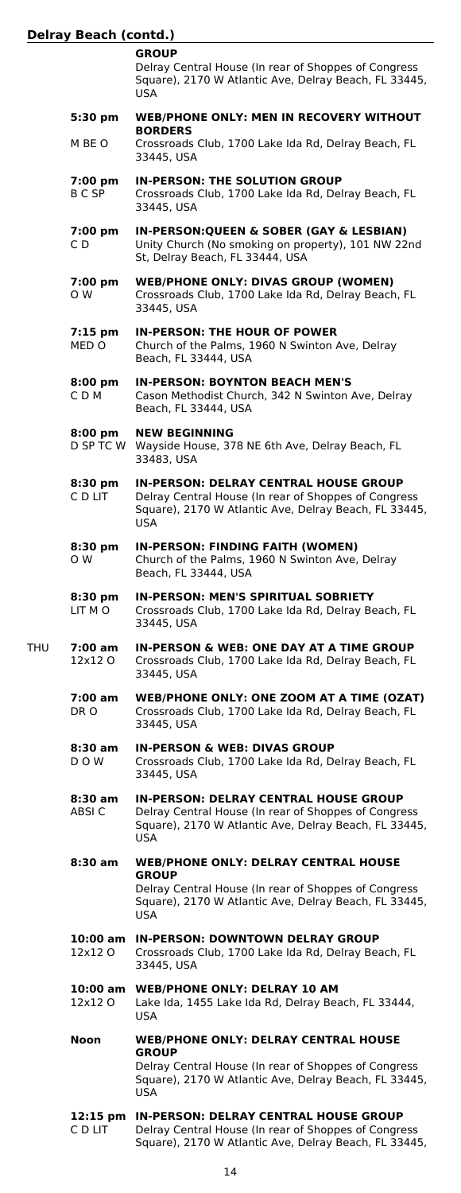## Delray Beach (contd.)

| Day | Time / Codes | Meeting |
|---|---|---|
| | | **GROUP**<br>Delray Central House (In rear of Shoppes of Congress Square), 2170 W Atlantic Ave, Delray Beach, FL 33445, USA |
| | **5:30 pm**<br>M BE O | **WEB/PHONE ONLY: MEN IN RECOVERY WITHOUT BORDERS**<br>Crossroads Club, 1700 Lake Ida Rd, Delray Beach, FL 33445, USA |
| | **7:00 pm**<br>B C SP | **IN-PERSON: THE SOLUTION GROUP**<br>Crossroads Club, 1700 Lake Ida Rd, Delray Beach, FL 33445, USA |
| | **7:00 pm**<br>C D | **IN-PERSON:QUEEN & SOBER (GAY & LESBIAN)**<br>Unity Church (No smoking on property), 101 NW 22nd St, Delray Beach, FL 33444, USA |
| | **7:00 pm**<br>O W | **WEB/PHONE ONLY: DIVAS GROUP (WOMEN)**<br>Crossroads Club, 1700 Lake Ida Rd, Delray Beach, FL 33445, USA |
| | **7:15 pm**<br>MED O | **IN-PERSON: THE HOUR OF POWER**<br>Church of the Palms, 1960 N Swinton Ave, Delray Beach, FL 33444, USA |
| | **8:00 pm**<br>C D M | **IN-PERSON: BOYNTON BEACH MEN'S**<br>Cason Methodist Church, 342 N Swinton Ave, Delray Beach, FL 33444, USA |
| | **8:00 pm**<br>D SP TC W | **NEW BEGINNING**<br>Wayside House, 378 NE 6th Ave, Delray Beach, FL 33483, USA |
| | **8:30 pm**<br>C D LIT | **IN-PERSON: DELRAY CENTRAL HOUSE GROUP**<br>Delray Central House (In rear of Shoppes of Congress Square), 2170 W Atlantic Ave, Delray Beach, FL 33445, USA |
| | **8:30 pm**<br>O W | **IN-PERSON: FINDING FAITH (WOMEN)**<br>Church of the Palms, 1960 N Swinton Ave, Delray Beach, FL 33444, USA |
| | **8:30 pm**<br>LIT M O | **IN-PERSON: MEN'S SPIRITUAL SOBRIETY**<br>Crossroads Club, 1700 Lake Ida Rd, Delray Beach, FL 33445, USA |
| THU | **7:00 am**<br>12x12 O | **IN-PERSON & WEB: ONE DAY AT A TIME GROUP**<br>Crossroads Club, 1700 Lake Ida Rd, Delray Beach, FL 33445, USA |
| | **7:00 am**<br>DR O | **WEB/PHONE ONLY: ONE ZOOM AT A TIME (OZAT)**<br>Crossroads Club, 1700 Lake Ida Rd, Delray Beach, FL 33445, USA |
| | **8:30 am**<br>D O W | **IN-PERSON & WEB: DIVAS GROUP**<br>Crossroads Club, 1700 Lake Ida Rd, Delray Beach, FL 33445, USA |
| | **8:30 am**<br>ABSI C | **IN-PERSON: DELRAY CENTRAL HOUSE GROUP**<br>Delray Central House (In rear of Shoppes of Congress Square), 2170 W Atlantic Ave, Delray Beach, FL 33445, USA |
| | **8:30 am** | **WEB/PHONE ONLY: DELRAY CENTRAL HOUSE GROUP**<br>Delray Central House (In rear of Shoppes of Congress Square), 2170 W Atlantic Ave, Delray Beach, FL 33445, USA |
| | **10:00 am**<br>12x12 O | **IN-PERSON: DOWNTOWN DELRAY GROUP**<br>Crossroads Club, 1700 Lake Ida Rd, Delray Beach, FL 33445, USA |
| | **10:00 am**<br>12x12 O | **WEB/PHONE ONLY: DELRAY 10 AM**<br>Lake Ida, 1455 Lake Ida Rd, Delray Beach, FL 33444, USA |
| | **Noon** | **WEB/PHONE ONLY: DELRAY CENTRAL HOUSE GROUP**<br>Delray Central House (In rear of Shoppes of Congress Square), 2170 W Atlantic Ave, Delray Beach, FL 33445, USA |
| | **12:15 pm**<br>C D LIT | **IN-PERSON: DELRAY CENTRAL HOUSE GROUP**<br>Delray Central House (In rear of Shoppes of Congress Square), 2170 W Atlantic Ave, Delray Beach, FL 33445, |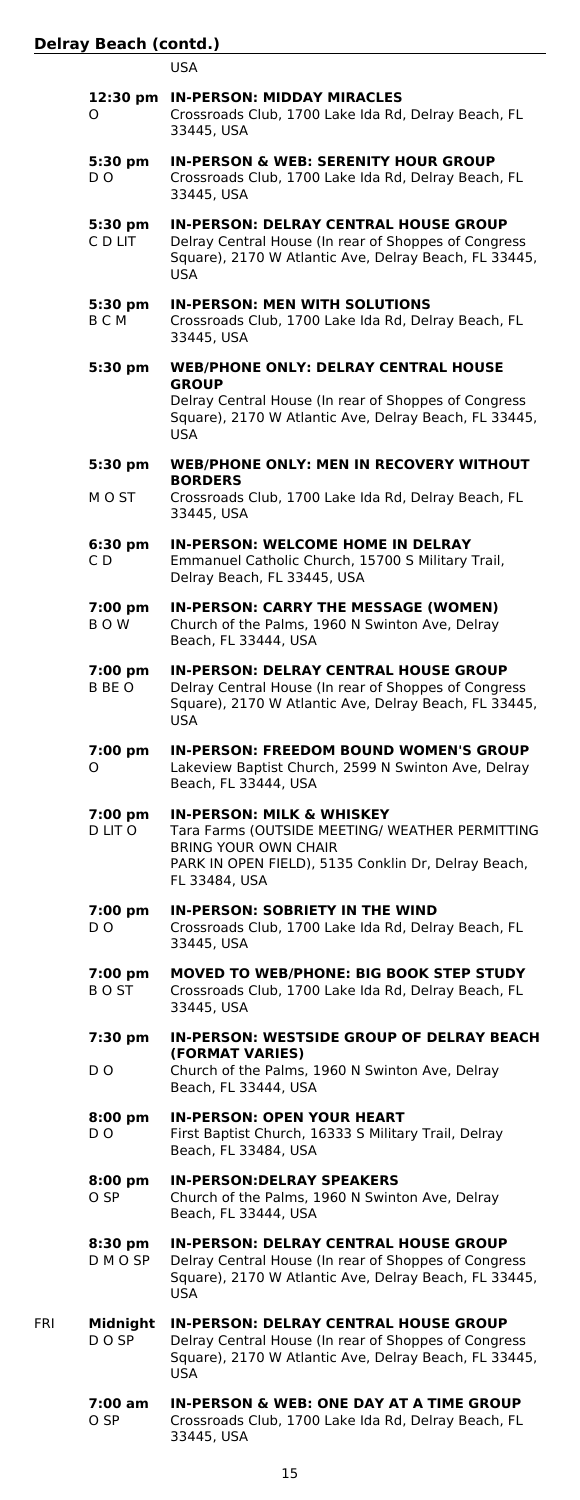## Delray Beach (contd.)

USA

**12:30 pm** O
**IN-PERSON: MIDDAY MIRACLES**
Crossroads Club, 1700 Lake Ida Rd, Delray Beach, FL 33445, USA

**5:30 pm** D O
**IN-PERSON & WEB: SERENITY HOUR GROUP**
Crossroads Club, 1700 Lake Ida Rd, Delray Beach, FL 33445, USA

**5:30 pm** C D LIT
**IN-PERSON: DELRAY CENTRAL HOUSE GROUP**
Delray Central House (In rear of Shoppes of Congress Square), 2170 W Atlantic Ave, Delray Beach, FL 33445, USA

**5:30 pm** B C M
**IN-PERSON: MEN WITH SOLUTIONS**
Crossroads Club, 1700 Lake Ida Rd, Delray Beach, FL 33445, USA

**5:30 pm**
**WEB/PHONE ONLY: DELRAY CENTRAL HOUSE GROUP**
Delray Central House (In rear of Shoppes of Congress Square), 2170 W Atlantic Ave, Delray Beach, FL 33445, USA

**5:30 pm** M O ST
**WEB/PHONE ONLY: MEN IN RECOVERY WITHOUT BORDERS**
Crossroads Club, 1700 Lake Ida Rd, Delray Beach, FL 33445, USA

**6:30 pm** C D
**IN-PERSON: WELCOME HOME IN DELRAY**
Emmanuel Catholic Church, 15700 S Military Trail, Delray Beach, FL 33445, USA

**7:00 pm** B O W
**IN-PERSON: CARRY THE MESSAGE (WOMEN)**
Church of the Palms, 1960 N Swinton Ave, Delray Beach, FL 33444, USA

**7:00 pm** B BE O
**IN-PERSON: DELRAY CENTRAL HOUSE GROUP**
Delray Central House (In rear of Shoppes of Congress Square), 2170 W Atlantic Ave, Delray Beach, FL 33445, USA

**7:00 pm** O
**IN-PERSON: FREEDOM BOUND WOMEN'S GROUP**
Lakeview Baptist Church, 2599 N Swinton Ave, Delray Beach, FL 33444, USA

**7:00 pm** D LIT O
**IN-PERSON: MILK & WHISKEY**
Tara Farms (OUTSIDE MEETING/ WEATHER PERMITTING BRING YOUR OWN CHAIR
PARK IN OPEN FIELD), 5135 Conklin Dr, Delray Beach, FL 33484, USA

**7:00 pm** D O
**IN-PERSON: SOBRIETY IN THE WIND**
Crossroads Club, 1700 Lake Ida Rd, Delray Beach, FL 33445, USA

**7:00 pm** B O ST
**MOVED TO WEB/PHONE: BIG BOOK STEP STUDY**
Crossroads Club, 1700 Lake Ida Rd, Delray Beach, FL 33445, USA

**7:30 pm** D O
**IN-PERSON: WESTSIDE GROUP OF DELRAY BEACH (FORMAT VARIES)**
Church of the Palms, 1960 N Swinton Ave, Delray Beach, FL 33444, USA

**8:00 pm** D O
**IN-PERSON: OPEN YOUR HEART**
First Baptist Church, 16333 S Military Trail, Delray Beach, FL 33484, USA

**8:00 pm** O SP
**IN-PERSON:DELRAY SPEAKERS**
Church of the Palms, 1960 N Swinton Ave, Delray Beach, FL 33444, USA

**8:30 pm** D M O SP
**IN-PERSON: DELRAY CENTRAL HOUSE GROUP**
Delray Central House (In rear of Shoppes of Congress Square), 2170 W Atlantic Ave, Delray Beach, FL 33445, USA

### FRI

**Midnight** D O SP
**IN-PERSON: DELRAY CENTRAL HOUSE GROUP**
Delray Central House (In rear of Shoppes of Congress Square), 2170 W Atlantic Ave, Delray Beach, FL 33445, USA

**7:00 am** O SP
**IN-PERSON & WEB: ONE DAY AT A TIME GROUP**
Crossroads Club, 1700 Lake Ida Rd, Delray Beach, FL 33445, USA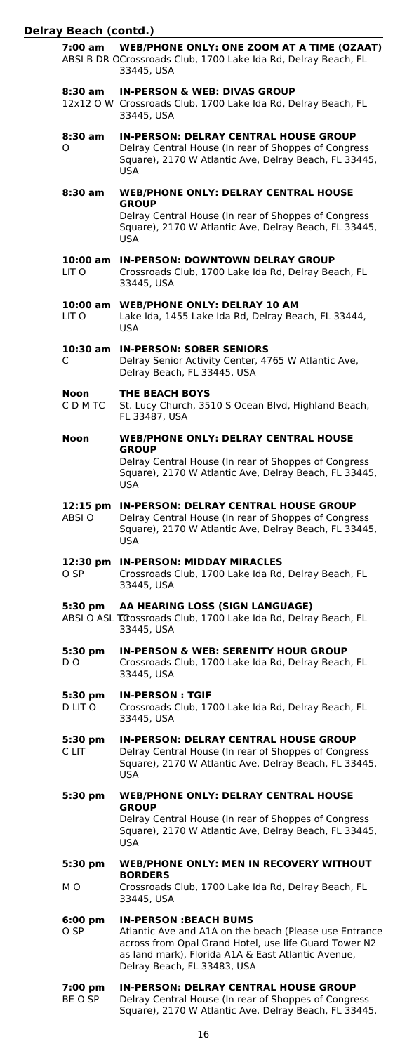**Delray Beach (contd.)**

**7:00 am** **WEB/PHONE ONLY: ONE ZOOM AT A TIME (OZAAT)**
ABSI B DR O Crossroads Club, 1700 Lake Ida Rd, Delray Beach, FL 33445, USA

**8:30 am** **IN-PERSON & WEB: DIVAS GROUP**
12x12 O W Crossroads Club, 1700 Lake Ida Rd, Delray Beach, FL 33445, USA

**8:30 am** **IN-PERSON: DELRAY CENTRAL HOUSE GROUP**
O Delray Central House (In rear of Shoppes of Congress Square), 2170 W Atlantic Ave, Delray Beach, FL 33445, USA

**8:30 am** **WEB/PHONE ONLY: DELRAY CENTRAL HOUSE GROUP**
Delray Central House (In rear of Shoppes of Congress Square), 2170 W Atlantic Ave, Delray Beach, FL 33445, USA

**10:00 am** **IN-PERSON: DOWNTOWN DELRAY GROUP**
LIT O Crossroads Club, 1700 Lake Ida Rd, Delray Beach, FL 33445, USA

**10:00 am** **WEB/PHONE ONLY: DELRAY 10 AM**
LIT O Lake Ida, 1455 Lake Ida Rd, Delray Beach, FL 33444, USA

**10:30 am** **IN-PERSON: SOBER SENIORS**
C Delray Senior Activity Center, 4765 W Atlantic Ave, Delray Beach, FL 33445, USA

**Noon** **THE BEACH BOYS**
C D M TC St. Lucy Church, 3510 S Ocean Blvd, Highland Beach, FL 33487, USA

**Noon** **WEB/PHONE ONLY: DELRAY CENTRAL HOUSE GROUP**
Delray Central House (In rear of Shoppes of Congress Square), 2170 W Atlantic Ave, Delray Beach, FL 33445, USA

**12:15 pm** **IN-PERSON: DELRAY CENTRAL HOUSE GROUP**
ABSI O Delray Central House (In rear of Shoppes of Congress Square), 2170 W Atlantic Ave, Delray Beach, FL 33445, USA

**12:30 pm** **IN-PERSON: MIDDAY MIRACLES**
O SP Crossroads Club, 1700 Lake Ida Rd, Delray Beach, FL 33445, USA

**5:30 pm** **AA HEARING LOSS (SIGN LANGUAGE)**
ABSI O ASL TC Crossroads Club, 1700 Lake Ida Rd, Delray Beach, FL 33445, USA

**5:30 pm** **IN-PERSON & WEB: SERENITY HOUR GROUP**
D O Crossroads Club, 1700 Lake Ida Rd, Delray Beach, FL 33445, USA

**5:30 pm** **IN-PERSON : TGIF**
D LIT O Crossroads Club, 1700 Lake Ida Rd, Delray Beach, FL 33445, USA

**5:30 pm** **IN-PERSON: DELRAY CENTRAL HOUSE GROUP**
C LIT Delray Central House (In rear of Shoppes of Congress Square), 2170 W Atlantic Ave, Delray Beach, FL 33445, USA

**5:30 pm** **WEB/PHONE ONLY: DELRAY CENTRAL HOUSE GROUP**
Delray Central House (In rear of Shoppes of Congress Square), 2170 W Atlantic Ave, Delray Beach, FL 33445, USA

**5:30 pm** **WEB/PHONE ONLY: MEN IN RECOVERY WITHOUT BORDERS**
M O Crossroads Club, 1700 Lake Ida Rd, Delray Beach, FL 33445, USA

**6:00 pm** **IN-PERSON :BEACH BUMS**
O SP Atlantic Ave and A1A on the beach (Please use Entrance across from Opal Grand Hotel, use life Guard Tower N2 as land mark), Florida A1A & East Atlantic Avenue, Delray Beach, FL 33483, USA

**7:00 pm** **IN-PERSON: DELRAY CENTRAL HOUSE GROUP**
BE O SP Delray Central House (In rear of Shoppes of Congress Square), 2170 W Atlantic Ave, Delray Beach, FL 33445,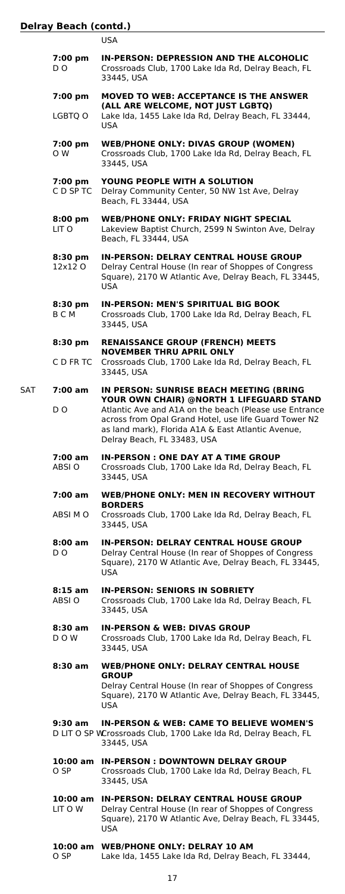## Delray Beach (contd.)

USA

| Day | Time / Codes | Meeting |
|---|---|---|
| | **7:00 pm** D O | **IN-PERSON: DEPRESSION AND THE ALCOHOLIC** Crossroads Club, 1700 Lake Ida Rd, Delray Beach, FL 33445, USA |
| | **7:00 pm** LGBTQ O | **MOVED TO WEB: ACCEPTANCE IS THE ANSWER (ALL ARE WELCOME, NOT JUST LGBTQ)** Lake Ida, 1455 Lake Ida Rd, Delray Beach, FL 33444, USA |
| | **7:00 pm** O W | **WEB/PHONE ONLY: DIVAS GROUP (WOMEN)** Crossroads Club, 1700 Lake Ida Rd, Delray Beach, FL 33445, USA |
| | **7:00 pm** C D SP TC | **YOUNG PEOPLE WITH A SOLUTION** Delray Community Center, 50 NW 1st Ave, Delray Beach, FL 33444, USA |
| | **8:00 pm** LIT O | **WEB/PHONE ONLY: FRIDAY NIGHT SPECIAL** Lakeview Baptist Church, 2599 N Swinton Ave, Delray Beach, FL 33444, USA |
| | **8:30 pm** 12x12 O | **IN-PERSON: DELRAY CENTRAL HOUSE GROUP** Delray Central House (In rear of Shoppes of Congress Square), 2170 W Atlantic Ave, Delray Beach, FL 33445, USA |
| | **8:30 pm** B C M | **IN-PERSON: MEN'S SPIRITUAL BIG BOOK** Crossroads Club, 1700 Lake Ida Rd, Delray Beach, FL 33445, USA |
| | **8:30 pm** C D FR TC | **RENAISSANCE GROUP (FRENCH) MEETS NOVEMBER THRU APRIL ONLY** Crossroads Club, 1700 Lake Ida Rd, Delray Beach, FL 33445, USA |
| SAT | **7:00 am** D O | **IN PERSON: SUNRISE BEACH MEETING (BRING YOUR OWN CHAIR) @NORTH 1 LIFEGUARD STAND** Atlantic Ave and A1A on the beach (Please use Entrance across from Opal Grand Hotel, use life Guard Tower N2 as land mark), Florida A1A & East Atlantic Avenue, Delray Beach, FL 33483, USA |
| | **7:00 am** ABSI O | **IN-PERSON : ONE DAY AT A TIME GROUP** Crossroads Club, 1700 Lake Ida Rd, Delray Beach, FL 33445, USA |
| | **7:00 am** ABSI M O | **WEB/PHONE ONLY: MEN IN RECOVERY WITHOUT BORDERS** Crossroads Club, 1700 Lake Ida Rd, Delray Beach, FL 33445, USA |
| | **8:00 am** D O | **IN-PERSON: DELRAY CENTRAL HOUSE GROUP** Delray Central House (In rear of Shoppes of Congress Square), 2170 W Atlantic Ave, Delray Beach, FL 33445, USA |
| | **8:15 am** ABSI O | **IN-PERSON: SENIORS IN SOBRIETY** Crossroads Club, 1700 Lake Ida Rd, Delray Beach, FL 33445, USA |
| | **8:30 am** D O W | **IN-PERSON & WEB: DIVAS GROUP** Crossroads Club, 1700 Lake Ida Rd, Delray Beach, FL 33445, USA |
| | **8:30 am** | **WEB/PHONE ONLY: DELRAY CENTRAL HOUSE GROUP** Delray Central House (In rear of Shoppes of Congress Square), 2170 W Atlantic Ave, Delray Beach, FL 33445, USA |
| | **9:30 am** D LIT O SP W | **IN-PERSON & WEB: CAME TO BELIEVE WOMEN'S** Crossroads Club, 1700 Lake Ida Rd, Delray Beach, FL 33445, USA |
| | **10:00 am** O SP | **IN-PERSON : DOWNTOWN DELRAY GROUP** Crossroads Club, 1700 Lake Ida Rd, Delray Beach, FL 33445, USA |
| | **10:00 am** LIT O W | **IN-PERSON: DELRAY CENTRAL HOUSE GROUP** Delray Central House (In rear of Shoppes of Congress Square), 2170 W Atlantic Ave, Delray Beach, FL 33445, USA |
| | **10:00 am** O SP | **WEB/PHONE ONLY: DELRAY 10 AM** Lake Ida, 1455 Lake Ida Rd, Delray Beach, FL 33444, |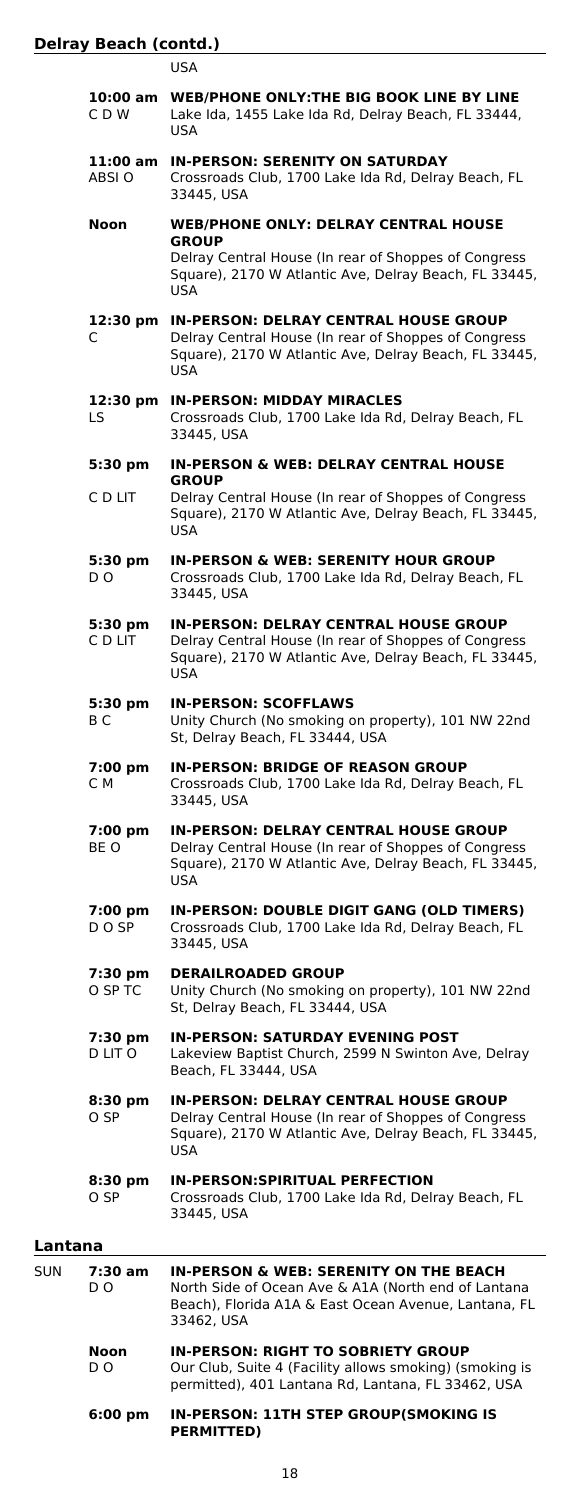## Delray Beach (contd.)

USA

**10:00 am** C D W — **WEB/PHONE ONLY:THE BIG BOOK LINE BY LINE**
Lake Ida, 1455 Lake Ida Rd, Delray Beach, FL 33444, USA

**11:00 am** ABSI O — **IN-PERSON: SERENITY ON SATURDAY**
Crossroads Club, 1700 Lake Ida Rd, Delray Beach, FL 33445, USA

**Noon** — **WEB/PHONE ONLY: DELRAY CENTRAL HOUSE GROUP**
Delray Central House (In rear of Shoppes of Congress Square), 2170 W Atlantic Ave, Delray Beach, FL 33445, USA

**12:30 pm** C — **IN-PERSON: DELRAY CENTRAL HOUSE GROUP**
Delray Central House (In rear of Shoppes of Congress Square), 2170 W Atlantic Ave, Delray Beach, FL 33445, USA

**12:30 pm** LS — **IN-PERSON: MIDDAY MIRACLES**
Crossroads Club, 1700 Lake Ida Rd, Delray Beach, FL 33445, USA

**5:30 pm** C D LIT — **IN-PERSON & WEB: DELRAY CENTRAL HOUSE GROUP**
Delray Central House (In rear of Shoppes of Congress Square), 2170 W Atlantic Ave, Delray Beach, FL 33445, USA

**5:30 pm** D O — **IN-PERSON & WEB: SERENITY HOUR GROUP**
Crossroads Club, 1700 Lake Ida Rd, Delray Beach, FL 33445, USA

**5:30 pm** C D LIT — **IN-PERSON: DELRAY CENTRAL HOUSE GROUP**
Delray Central House (In rear of Shoppes of Congress Square), 2170 W Atlantic Ave, Delray Beach, FL 33445, USA

**5:30 pm** B C — **IN-PERSON: SCOFFLAWS**
Unity Church (No smoking on property), 101 NW 22nd St, Delray Beach, FL 33444, USA

**7:00 pm** C M — **IN-PERSON: BRIDGE OF REASON GROUP**
Crossroads Club, 1700 Lake Ida Rd, Delray Beach, FL 33445, USA

**7:00 pm** BE O — **IN-PERSON: DELRAY CENTRAL HOUSE GROUP**
Delray Central House (In rear of Shoppes of Congress Square), 2170 W Atlantic Ave, Delray Beach, FL 33445, USA

**7:00 pm** D O SP — **IN-PERSON: DOUBLE DIGIT GANG (OLD TIMERS)**
Crossroads Club, 1700 Lake Ida Rd, Delray Beach, FL 33445, USA

**7:30 pm** O SP TC — **DERAILROADED GROUP**
Unity Church (No smoking on property), 101 NW 22nd St, Delray Beach, FL 33444, USA

**7:30 pm** D LIT O — **IN-PERSON: SATURDAY EVENING POST**
Lakeview Baptist Church, 2599 N Swinton Ave, Delray Beach, FL 33444, USA

**8:30 pm** O SP — **IN-PERSON: DELRAY CENTRAL HOUSE GROUP**
Delray Central House (In rear of Shoppes of Congress Square), 2170 W Atlantic Ave, Delray Beach, FL 33445, USA

**8:30 pm** O SP — **IN-PERSON:SPIRITUAL PERFECTION**
Crossroads Club, 1700 Lake Ida Rd, Delray Beach, FL 33445, USA

## Lantana

SUN

**7:30 am** D O — **IN-PERSON & WEB: SERENITY ON THE BEACH**
North Side of Ocean Ave & A1A (North end of Lantana Beach), Florida A1A & East Ocean Avenue, Lantana, FL 33462, USA

**Noon** D O — **IN-PERSON: RIGHT TO SOBRIETY GROUP**
Our Club, Suite 4 (Facility allows smoking) (smoking is permitted), 401 Lantana Rd, Lantana, FL 33462, USA

**6:00 pm** — **IN-PERSON: 11TH STEP GROUP(SMOKING IS PERMITTED)**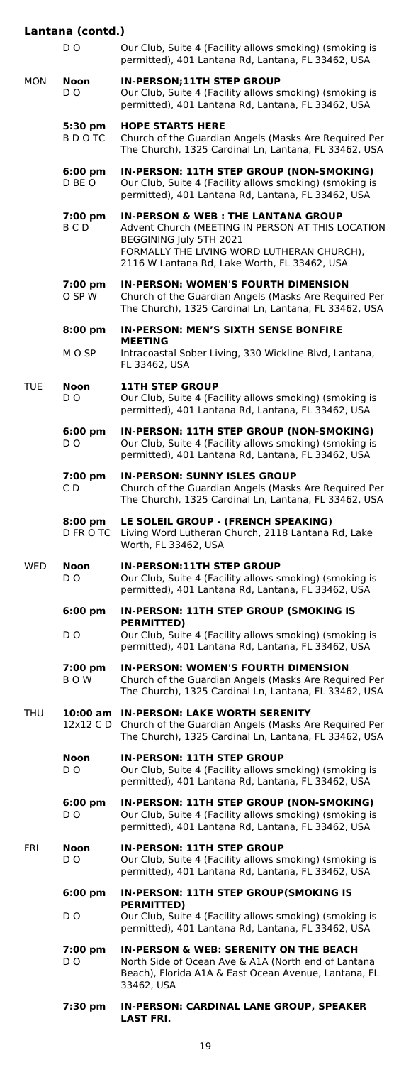## Lantana (contd.)

| Day | Time / Codes | Meeting |
|---|---|---|
| | D O | Our Club, Suite 4 (Facility allows smoking) (smoking is permitted), 401 Lantana Rd, Lantana, FL 33462, USA |
| MON | **Noon** D O | **IN-PERSON;11TH STEP GROUP** Our Club, Suite 4 (Facility allows smoking) (smoking is permitted), 401 Lantana Rd, Lantana, FL 33462, USA |
| | **5:30 pm** B D O TC | **HOPE STARTS HERE** Church of the Guardian Angels (Masks Are Required Per The Church), 1325 Cardinal Ln, Lantana, FL 33462, USA |
| | **6:00 pm** D BE O | **IN-PERSON: 11TH STEP GROUP (NON-SMOKING)** Our Club, Suite 4 (Facility allows smoking) (smoking is permitted), 401 Lantana Rd, Lantana, FL 33462, USA |
| | **7:00 pm** B C D | **IN-PERSON & WEB : THE LANTANA GROUP** Advent Church (MEETING IN PERSON AT THIS LOCATION BEGGINING July 5TH 2021 FORMALLY THE LIVING WORD LUTHERAN CHURCH), 2116 W Lantana Rd, Lake Worth, FL 33462, USA |
| | **7:00 pm** O SP W | **IN-PERSON: WOMEN'S FOURTH DIMENSION** Church of the Guardian Angels (Masks Are Required Per The Church), 1325 Cardinal Ln, Lantana, FL 33462, USA |
| | **8:00 pm** M O SP | **IN-PERSON: MEN'S SIXTH SENSE BONFIRE MEETING** Intracoastal Sober Living, 330 Wickline Blvd, Lantana, FL 33462, USA |
| TUE | **Noon** D O | **11TH STEP GROUP** Our Club, Suite 4 (Facility allows smoking) (smoking is permitted), 401 Lantana Rd, Lantana, FL 33462, USA |
| | **6:00 pm** D O | **IN-PERSON: 11TH STEP GROUP (NON-SMOKING)** Our Club, Suite 4 (Facility allows smoking) (smoking is permitted), 401 Lantana Rd, Lantana, FL 33462, USA |
| | **7:00 pm** C D | **IN-PERSON: SUNNY ISLES GROUP** Church of the Guardian Angels (Masks Are Required Per The Church), 1325 Cardinal Ln, Lantana, FL 33462, USA |
| | **8:00 pm** D FR O TC | **LE SOLEIL GROUP - (FRENCH SPEAKING)** Living Word Lutheran Church, 2118 Lantana Rd, Lake Worth, FL 33462, USA |
| WED | **Noon** D O | **IN-PERSON:11TH STEP GROUP** Our Club, Suite 4 (Facility allows smoking) (smoking is permitted), 401 Lantana Rd, Lantana, FL 33462, USA |
| | **6:00 pm** D O | **IN-PERSON: 11TH STEP GROUP (SMOKING IS PERMITTED)** Our Club, Suite 4 (Facility allows smoking) (smoking is permitted), 401 Lantana Rd, Lantana, FL 33462, USA |
| | **7:00 pm** B O W | **IN-PERSON: WOMEN'S FOURTH DIMENSION** Church of the Guardian Angels (Masks Are Required Per The Church), 1325 Cardinal Ln, Lantana, FL 33462, USA |
| THU | **10:00 am** 12x12 C D | **IN-PERSON: LAKE WORTH SERENITY** Church of the Guardian Angels (Masks Are Required Per The Church), 1325 Cardinal Ln, Lantana, FL 33462, USA |
| | **Noon** D O | **IN-PERSON: 11TH STEP GROUP** Our Club, Suite 4 (Facility allows smoking) (smoking is permitted), 401 Lantana Rd, Lantana, FL 33462, USA |
| | **6:00 pm** D O | **IN-PERSON: 11TH STEP GROUP (NON-SMOKING)** Our Club, Suite 4 (Facility allows smoking) (smoking is permitted), 401 Lantana Rd, Lantana, FL 33462, USA |
| FRI | **Noon** D O | **IN-PERSON: 11TH STEP GROUP** Our Club, Suite 4 (Facility allows smoking) (smoking is permitted), 401 Lantana Rd, Lantana, FL 33462, USA |
| | **6:00 pm** D O | **IN-PERSON: 11TH STEP GROUP(SMOKING IS PERMITTED)** Our Club, Suite 4 (Facility allows smoking) (smoking is permitted), 401 Lantana Rd, Lantana, FL 33462, USA |
| | **7:00 pm** D O | **IN-PERSON & WEB: SERENITY ON THE BEACH** North Side of Ocean Ave & A1A (North end of Lantana Beach), Florida A1A & East Ocean Avenue, Lantana, FL 33462, USA |
| | **7:30 pm** | **IN-PERSON: CARDINAL LANE GROUP, SPEAKER LAST FRI.** |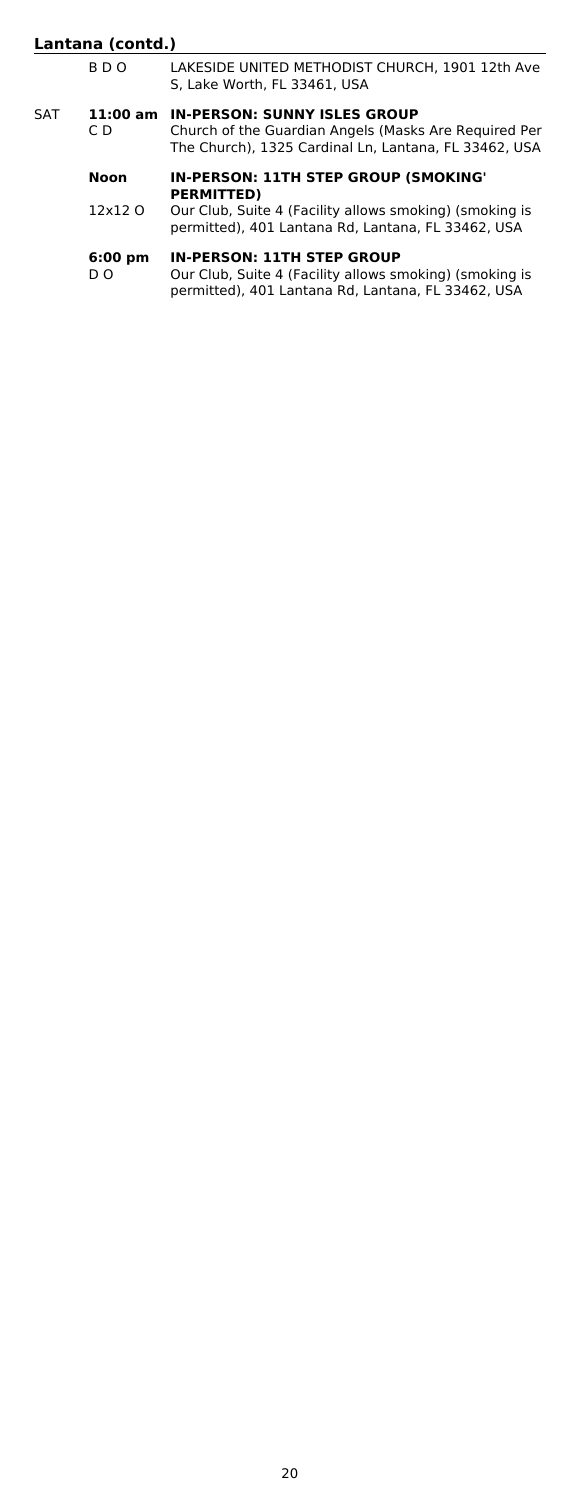## Lantana (contd.)

| | | |
|---|---|---|
| | B D O | LAKESIDE UNITED METHODIST CHURCH, 1901 12th Ave S, Lake Worth, FL 33461, USA |
| SAT | **11:00 am** C D | **IN-PERSON: SUNNY ISLES GROUP** Church of the Guardian Angels (Masks Are Required Per The Church), 1325 Cardinal Ln, Lantana, FL 33462, USA |
| | **Noon** 12x12 O | **IN-PERSON: 11TH STEP GROUP (SMOKING' PERMITTED)** Our Club, Suite 4 (Facility allows smoking) (smoking is permitted), 401 Lantana Rd, Lantana, FL 33462, USA |
| | **6:00 pm** D O | **IN-PERSON: 11TH STEP GROUP** Our Club, Suite 4 (Facility allows smoking) (smoking is permitted), 401 Lantana Rd, Lantana, FL 33462, USA |